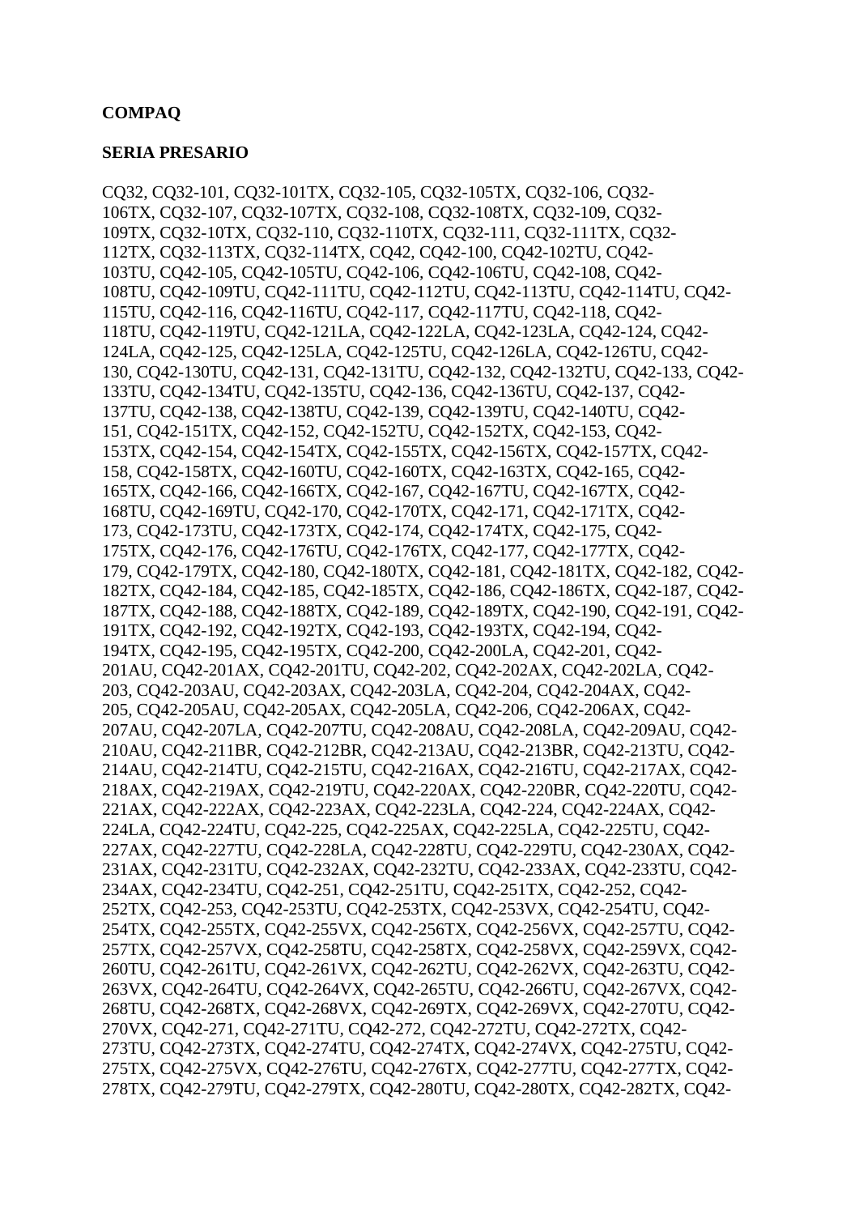**COMPAQ**

**SERIA PRESARIO**

CQ32, CQ32-101, CQ32-101TX, CQ32-105, CQ32-105TX, CQ32-106, CQ32-106TX, CQ32-107, CQ32-107TX, CQ32-108, CQ32-108TX, CQ32-109, CQ32-109TX, CQ32-10TX, CQ32-110, CQ32-110TX, CQ32-111, CQ32-111TX, CQ32-112TX, CQ32-113TX, CQ32-114TX, CQ42, CQ42-100, CQ42-102TU, CQ42-103TU, CQ42-105, CQ42-105TU, CQ42-106, CQ42-106TU, CQ42-108, CQ42-108TU, CQ42-109TU, CQ42-111TU, CQ42-112TU, CQ42-113TU, CQ42-114TU, CQ42-115TU, CQ42-116, CQ42-116TU, CQ42-117, CQ42-117TU, CQ42-118, CQ42-118TU, CQ42-119TU, CQ42-121LA, CQ42-122LA, CQ42-123LA, CQ42-124, CQ42-124LA, CQ42-125, CQ42-125LA, CQ42-125TU, CQ42-126LA, CQ42-126TU, CQ42-130, CQ42-130TU, CQ42-131, CQ42-131TU, CQ42-132, CQ42-132TU, CQ42-133, CQ42-133TU, CQ42-134TU, CQ42-135TU, CQ42-136, CQ42-136TU, CQ42-137, CQ42-137TU, CQ42-138, CQ42-138TU, CQ42-139, CQ42-139TU, CQ42-140TU, CQ42-151, CQ42-151TX, CQ42-152, CQ42-152TU, CQ42-152TX, CQ42-153, CQ42-153TX, CQ42-154, CQ42-154TX, CQ42-155TX, CQ42-156TX, CQ42-157TX, CQ42-158, CQ42-158TX, CQ42-160TU, CQ42-160TX, CQ42-163TX, CQ42-165, CQ42-165TX, CQ42-166, CQ42-166TX, CQ42-167, CQ42-167TU, CQ42-167TX, CQ42-168TU, CQ42-169TU, CQ42-170, CQ42-170TX, CQ42-171, CQ42-171TX, CQ42-173, CQ42-173TU, CQ42-173TX, CQ42-174, CQ42-174TX, CQ42-175, CQ42-175TX, CQ42-176, CQ42-176TU, CQ42-176TX, CQ42-177, CQ42-177TX, CQ42-179, CQ42-179TX, CQ42-180, CQ42-180TX, CQ42-181, CQ42-181TX, CQ42-182, CQ42-182TX, CQ42-184, CQ42-185, CQ42-185TX, CQ42-186, CQ42-186TX, CQ42-187, CQ42-187TX, CQ42-188, CQ42-188TX, CQ42-189, CQ42-189TX, CQ42-190, CQ42-191, CQ42-191TX, CQ42-192, CQ42-192TX, CQ42-193, CQ42-193TX, CQ42-194, CQ42-194TX, CQ42-195, CQ42-195TX, CQ42-200, CQ42-200LA, CQ42-201, CQ42-201AU, CQ42-201AX, CQ42-201TU, CQ42-202, CQ42-202AX, CQ42-202LA, CQ42-203, CQ42-203AU, CQ42-203AX, CQ42-203LA, CQ42-204, CQ42-204AX, CQ42-205, CQ42-205AU, CQ42-205AX, CQ42-205LA, CQ42-206, CQ42-206AX, CQ42-207AU, CQ42-207LA, CQ42-207TU, CQ42-208AU, CQ42-208LA, CQ42-209AU, CQ42-210AU, CQ42-211BR, CQ42-212BR, CQ42-213AU, CQ42-213BR, CQ42-213TU, CQ42-214AU, CQ42-214TU, CQ42-215TU, CQ42-216AX, CQ42-216TU, CQ42-217AX, CQ42-218AX, CQ42-219AX, CQ42-219TU, CQ42-220AX, CQ42-220BR, CQ42-220TU, CQ42-221AX, CQ42-222AX, CQ42-223AX, CQ42-223LA, CQ42-224, CQ42-224AX, CQ42-224LA, CQ42-224TU, CQ42-225, CQ42-225AX, CQ42-225LA, CQ42-225TU, CQ42-227AX, CQ42-227TU, CQ42-228LA, CQ42-228TU, CQ42-229TU, CQ42-230AX, CQ42-231AX, CQ42-231TU, CQ42-232AX, CQ42-232TU, CQ42-233AX, CQ42-233TU, CQ42-234AX, CQ42-234TU, CQ42-251, CQ42-251TU, CQ42-251TX, CQ42-252, CQ42-252TX, CQ42-253, CQ42-253TU, CQ42-253TX, CQ42-253VX, CQ42-254TU, CQ42-254TX, CQ42-255TX, CQ42-255VX, CQ42-256TX, CQ42-256VX, CQ42-257TU, CQ42-257TX, CQ42-257VX, CQ42-258TU, CQ42-258TX, CQ42-258VX, CQ42-259VX, CQ42-260TU, CQ42-261TU, CQ42-261VX, CQ42-262TU, CQ42-262VX, CQ42-263TU, CQ42-263VX, CQ42-264TU, CQ42-264VX, CQ42-265TU, CQ42-266TU, CQ42-267VX, CQ42-268TU, CQ42-268TX, CQ42-268VX, CQ42-269TX, CQ42-269VX, CQ42-270TU, CQ42-270VX, CQ42-271, CQ42-271TU, CQ42-272, CQ42-272TU, CQ42-272TX, CQ42-273TU, CQ42-273TX, CQ42-274TU, CQ42-274TX, CQ42-274VX, CQ42-275TU, CQ42-275TX, CQ42-275VX, CQ42-276TU, CQ42-276TX, CQ42-277TU, CQ42-277TX, CQ42-278TX, CQ42-279TU, CQ42-279TX, CQ42-280TU, CQ42-280TX, CQ42-282TX, CQ42-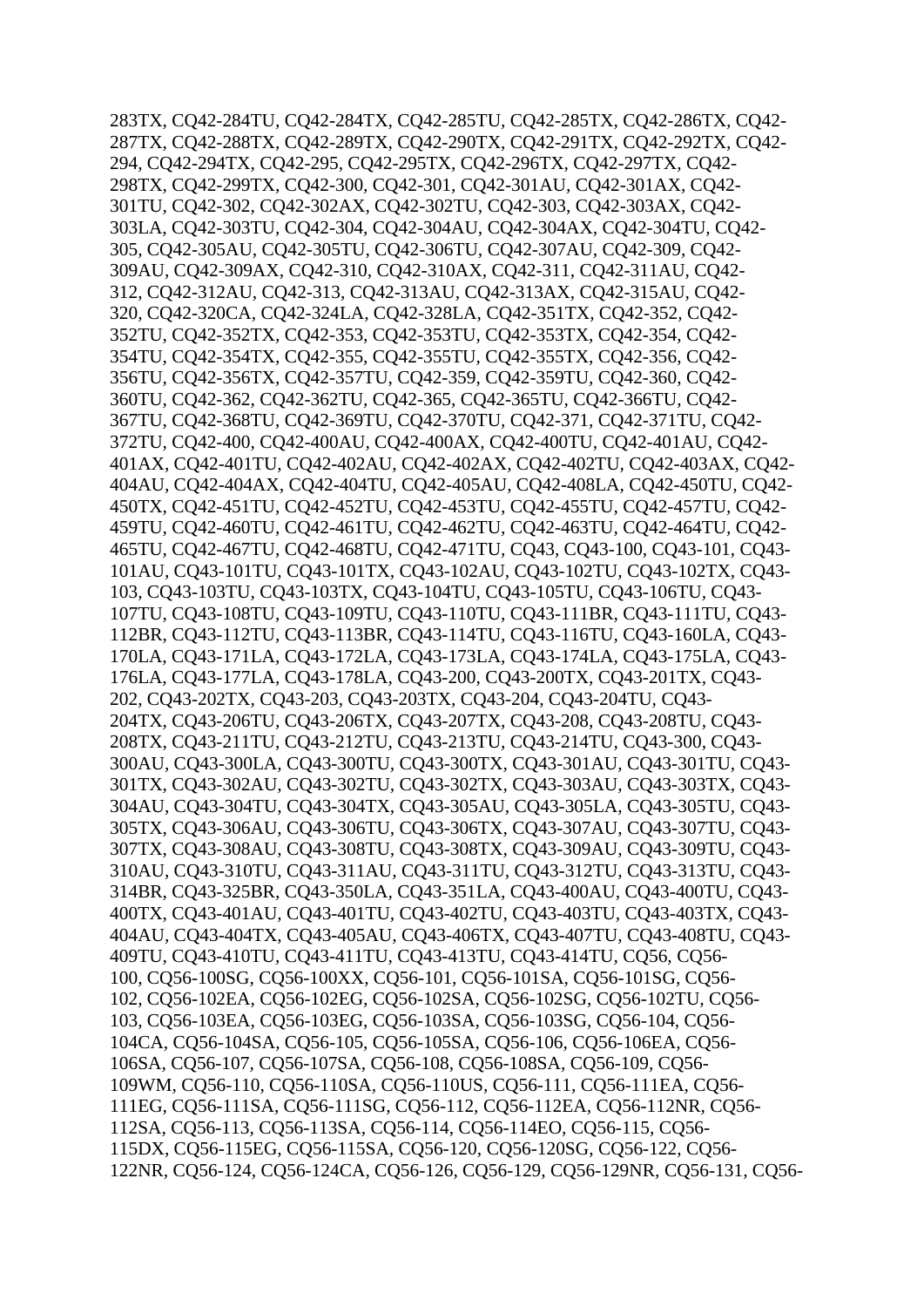283TX, CQ42-284TU, CQ42-284TX, CQ42-285TU, CQ42-285TX, CQ42-286TX, CQ42-287TX, CQ42-288TX, CQ42-289TX, CQ42-290TX, CQ42-291TX, CQ42-292TX, CQ42-294, CQ42-294TX, CQ42-295, CQ42-295TX, CQ42-296TX, CQ42-297TX, CQ42-298TX, CQ42-299TX, CQ42-300, CQ42-301, CQ42-301AU, CQ42-301AX, CQ42-301TU, CQ42-302, CQ42-302AX, CQ42-302TU, CQ42-303, CQ42-303AX, CQ42-303LA, CQ42-303TU, CQ42-304, CQ42-304AU, CQ42-304AX, CQ42-304TU, CQ42-305, CQ42-305AU, CQ42-305TU, CQ42-306TU, CQ42-307AU, CQ42-309, CQ42-309AU, CQ42-309AX, CQ42-310, CQ42-310AX, CQ42-311, CQ42-311AU, CQ42-312, CQ42-312AU, CQ42-313, CQ42-313AU, CQ42-313AX, CQ42-315AU, CQ42-320, CQ42-320CA, CQ42-324LA, CQ42-328LA, CQ42-351TX, CQ42-352, CQ42-352TU, CQ42-352TX, CQ42-353, CQ42-353TU, CQ42-353TX, CQ42-354, CQ42-354TU, CQ42-354TX, CQ42-355, CQ42-355TU, CQ42-355TX, CQ42-356, CQ42-356TU, CQ42-356TX, CQ42-357TU, CQ42-359, CQ42-359TU, CQ42-360, CQ42-360TU, CQ42-362, CQ42-362TU, CQ42-365, CQ42-365TU, CQ42-366TU, CQ42-367TU, CQ42-368TU, CQ42-369TU, CQ42-370TU, CQ42-371, CQ42-371TU, CQ42-372TU, CQ42-400, CQ42-400AU, CQ42-400AX, CQ42-400TU, CQ42-401AU, CQ42-401AX, CQ42-401TU, CQ42-402AU, CQ42-402AX, CQ42-402TU, CQ42-403AX, CQ42-404AU, CQ42-404AX, CQ42-404TU, CQ42-405AU, CQ42-408LA, CQ42-450TU, CQ42-450TX, CQ42-451TU, CQ42-452TU, CQ42-453TU, CQ42-455TU, CQ42-457TU, CQ42-459TU, CQ42-460TU, CQ42-461TU, CQ42-462TU, CQ42-463TU, CQ42-464TU, CQ42-465TU, CQ42-467TU, CQ42-468TU, CQ42-471TU, CQ43, CQ43-100, CQ43-101, CQ43-101AU, CQ43-101TU, CQ43-101TX, CQ43-102AU, CQ43-102TU, CQ43-102TX, CQ43-103, CQ43-103TU, CQ43-103TX, CQ43-104TU, CQ43-105TU, CQ43-106TU, CQ43-107TU, CQ43-108TU, CQ43-109TU, CQ43-110TU, CQ43-111BR, CQ43-111TU, CQ43-112BR, CQ43-112TU, CQ43-113BR, CQ43-114TU, CQ43-116TU, CQ43-160LA, CQ43-170LA, CQ43-171LA, CQ43-172LA, CQ43-173LA, CQ43-174LA, CQ43-175LA, CQ43-176LA, CQ43-177LA, CQ43-178LA, CQ43-200, CQ43-200TX, CQ43-201TX, CQ43-202, CQ43-202TX, CQ43-203, CQ43-203TX, CQ43-204, CQ43-204TU, CQ43-204TX, CQ43-206TU, CQ43-206TX, CQ43-207TX, CQ43-208, CQ43-208TU, CQ43-208TX, CQ43-211TU, CQ43-212TU, CQ43-213TU, CQ43-214TU, CQ43-300, CQ43-300AU, CQ43-300LA, CQ43-300TU, CQ43-300TX, CQ43-301AU, CQ43-301TU, CQ43-301TX, CQ43-302AU, CQ43-302TU, CQ43-302TX, CQ43-303AU, CQ43-303TX, CQ43-304AU, CQ43-304TU, CQ43-304TX, CQ43-305AU, CQ43-305LA, CQ43-305TU, CQ43-305TX, CQ43-306AU, CQ43-306TU, CQ43-306TX, CQ43-307AU, CQ43-307TU, CQ43-307TX, CQ43-308AU, CQ43-308TU, CQ43-308TX, CQ43-309AU, CQ43-309TU, CQ43-310AU, CQ43-310TU, CQ43-311AU, CQ43-311TU, CQ43-312TU, CQ43-313TU, CQ43-314BR, CQ43-325BR, CQ43-350LA, CQ43-351LA, CQ43-400AU, CQ43-400TU, CQ43-400TX, CQ43-401AU, CQ43-401TU, CQ43-402TU, CQ43-403TU, CQ43-403TX, CQ43-404AU, CQ43-404TX, CQ43-405AU, CQ43-406TX, CQ43-407TU, CQ43-408TU, CQ43-409TU, CQ43-410TU, CQ43-411TU, CQ43-413TU, CQ43-414TU, CQ56, CQ56-100, CQ56-100SG, CQ56-100XX, CQ56-101, CQ56-101SA, CQ56-101SG, CQ56-102, CQ56-102EA, CQ56-102EG, CQ56-102SA, CQ56-102SG, CQ56-102TU, CQ56-103, CQ56-103EA, CQ56-103EG, CQ56-103SA, CQ56-103SG, CQ56-104, CQ56-104CA, CQ56-104SA, CQ56-105, CQ56-105SA, CQ56-106, CQ56-106EA, CQ56-106SA, CQ56-107, CQ56-107SA, CQ56-108, CQ56-108SA, CQ56-109, CQ56-109WM, CQ56-110, CQ56-110SA, CQ56-110US, CQ56-111, CQ56-111EA, CQ56-111EG, CQ56-111SA, CQ56-111SG, CQ56-112, CQ56-112EA, CQ56-112NR, CQ56-112SA, CQ56-113, CQ56-113SA, CQ56-114, CQ56-114EO, CQ56-115, CQ56-115DX, CQ56-115EG, CQ56-115SA, CQ56-120, CQ56-120SG, CQ56-122, CQ56-122NR, CQ56-124, CQ56-124CA, CQ56-126, CQ56-129, CQ56-129NR, CQ56-131, CQ56-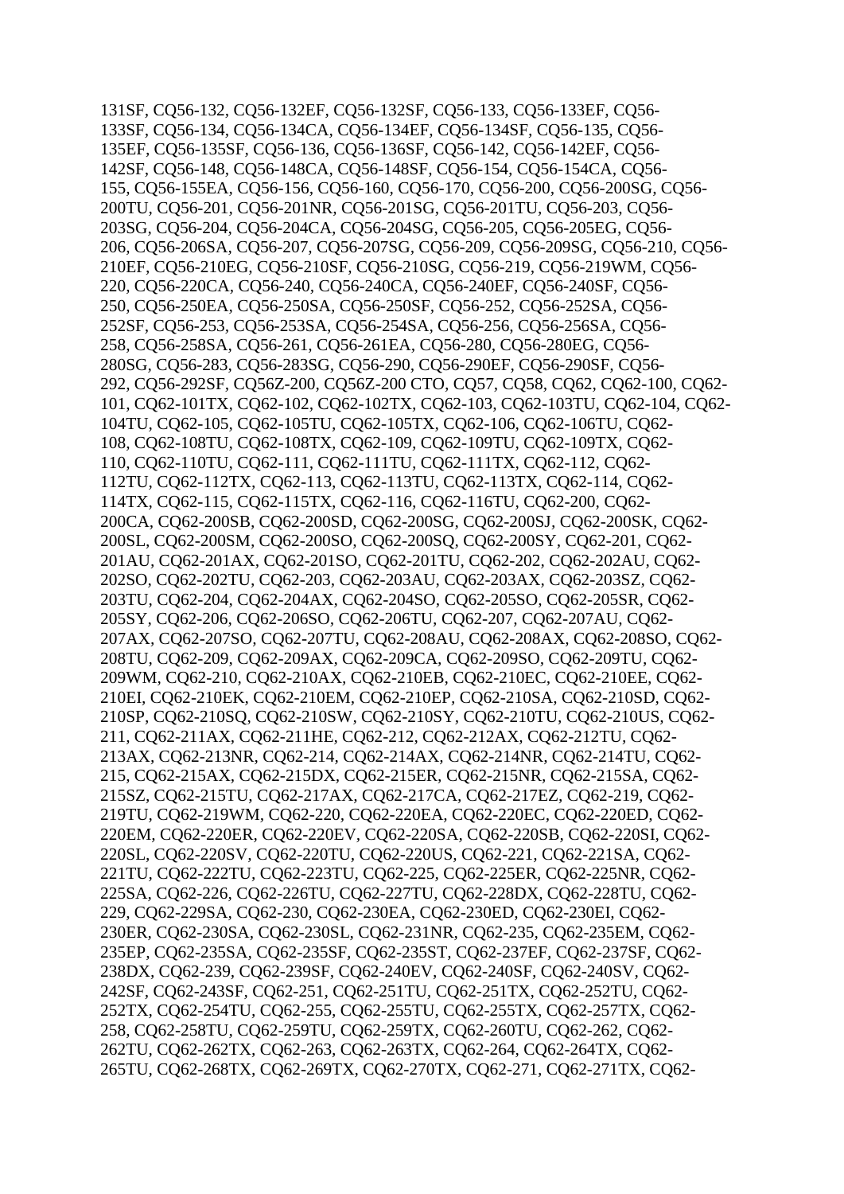131SF, CQ56-132, CQ56-132EF, CQ56-132SF, CQ56-133, CQ56-133EF, CQ56-133SF, CQ56-134, CQ56-134CA, CQ56-134EF, CQ56-134SF, CQ56-135, CQ56-135EF, CQ56-135SF, CQ56-136, CQ56-136SF, CQ56-142, CQ56-142EF, CQ56-142SF, CQ56-148, CQ56-148CA, CQ56-148SF, CQ56-154, CQ56-154CA, CQ56-155, CQ56-155EA, CQ56-156, CQ56-160, CQ56-170, CQ56-200, CQ56-200SG, CQ56-200TU, CQ56-201, CQ56-201NR, CQ56-201SG, CQ56-201TU, CQ56-203, CQ56-203SG, CQ56-204, CQ56-204CA, CQ56-204SG, CQ56-205, CQ56-205EG, CQ56-206, CQ56-206SA, CQ56-207, CQ56-207SG, CQ56-209, CQ56-209SG, CQ56-210, CQ56-210EF, CQ56-210EG, CQ56-210SF, CQ56-210SG, CQ56-219, CQ56-219WM, CQ56-220, CQ56-220CA, CQ56-240, CQ56-240CA, CQ56-240EF, CQ56-240SF, CQ56-250, CQ56-250EA, CQ56-250SA, CQ56-250SF, CQ56-252, CQ56-252SA, CQ56-252SF, CQ56-253, CQ56-253SA, CQ56-254SA, CQ56-256, CQ56-256SA, CQ56-258, CQ56-258SA, CQ56-261, CQ56-261EA, CQ56-280, CQ56-280EG, CQ56-280SG, CQ56-283, CQ56-283SG, CQ56-290, CQ56-290EF, CQ56-290SF, CQ56-292, CQ56-292SF, CQ56Z-200, CQ56Z-200 CTO, CQ57, CQ58, CQ62, CQ62-100, CQ62-101, CQ62-101TX, CQ62-102, CQ62-102TX, CQ62-103, CQ62-103TU, CQ62-104, CQ62-104TU, CQ62-105, CQ62-105TU, CQ62-105TX, CQ62-106, CQ62-106TU, CQ62-108, CQ62-108TU, CQ62-108TX, CQ62-109, CQ62-109TU, CQ62-109TX, CQ62-110, CQ62-110TU, CQ62-111, CQ62-111TU, CQ62-111TX, CQ62-112, CQ62-112TU, CQ62-112TX, CQ62-113, CQ62-113TU, CQ62-113TX, CQ62-114, CQ62-114TX, CQ62-115, CQ62-115TX, CQ62-116, CQ62-116TU, CQ62-200, CQ62-200CA, CQ62-200SB, CQ62-200SD, CQ62-200SG, CQ62-200SJ, CQ62-200SK, CQ62-200SL, CQ62-200SM, CQ62-200SO, CQ62-200SQ, CQ62-200SY, CQ62-201, CQ62-201AU, CQ62-201AX, CQ62-201SO, CQ62-201TU, CQ62-202, CQ62-202AU, CQ62-202SO, CQ62-202TU, CQ62-203, CQ62-203AU, CQ62-203AX, CQ62-203SZ, CQ62-203TU, CQ62-204, CQ62-204AX, CQ62-204SO, CQ62-205SO, CQ62-205SR, CQ62-205SY, CQ62-206, CQ62-206SO, CQ62-206TU, CQ62-207, CQ62-207AU, CQ62-207AX, CQ62-207SO, CQ62-207TU, CQ62-208AU, CQ62-208AX, CQ62-208SO, CQ62-208TU, CQ62-209, CQ62-209AX, CQ62-209CA, CQ62-209SO, CQ62-209TU, CQ62-209WM, CQ62-210, CQ62-210AX, CQ62-210EB, CQ62-210EC, CQ62-210EE, CQ62-210EI, CQ62-210EK, CQ62-210EM, CQ62-210EP, CQ62-210SA, CQ62-210SD, CQ62-210SP, CQ62-210SQ, CQ62-210SW, CQ62-210SY, CQ62-210TU, CQ62-210US, CQ62-211, CQ62-211AX, CQ62-211HE, CQ62-212, CQ62-212AX, CQ62-212TU, CQ62-213AX, CQ62-213NR, CQ62-214, CQ62-214AX, CQ62-214NR, CQ62-214TU, CQ62-215, CQ62-215AX, CQ62-215DX, CQ62-215ER, CQ62-215NR, CQ62-215SA, CQ62-215SZ, CQ62-215TU, CQ62-217AX, CQ62-217CA, CQ62-217EZ, CQ62-219, CQ62-219TU, CQ62-219WM, CQ62-220, CQ62-220EA, CQ62-220EC, CQ62-220ED, CQ62-220EM, CQ62-220ER, CQ62-220EV, CQ62-220SA, CQ62-220SB, CQ62-220SI, CQ62-220SL, CQ62-220SV, CQ62-220TU, CQ62-220US, CQ62-221, CQ62-221SA, CQ62-221TU, CQ62-222TU, CQ62-223TU, CQ62-225, CQ62-225ER, CQ62-225NR, CQ62-225SA, CQ62-226, CQ62-226TU, CQ62-227TU, CQ62-228DX, CQ62-228TU, CQ62-229, CQ62-229SA, CQ62-230, CQ62-230EA, CQ62-230ED, CQ62-230EI, CQ62-230ER, CQ62-230SA, CQ62-230SL, CQ62-231NR, CQ62-235, CQ62-235EM, CQ62-235EP, CQ62-235SA, CQ62-235SF, CQ62-235ST, CQ62-237EF, CQ62-237SF, CQ62-238DX, CQ62-239, CQ62-239SF, CQ62-240EV, CQ62-240SF, CQ62-240SV, CQ62-242SF, CQ62-243SF, CQ62-251, CQ62-251TU, CQ62-251TX, CQ62-252TU, CQ62-252TX, CQ62-254TU, CQ62-255, CQ62-255TU, CQ62-255TX, CQ62-257TX, CQ62-258, CQ62-258TU, CQ62-259TU, CQ62-259TX, CQ62-260TU, CQ62-262, CQ62-262TU, CQ62-262TX, CQ62-263, CQ62-263TX, CQ62-264, CQ62-264TX, CQ62-265TU, CQ62-268TX, CQ62-269TX, CQ62-270TX, CQ62-271, CQ62-271TX, CQ62-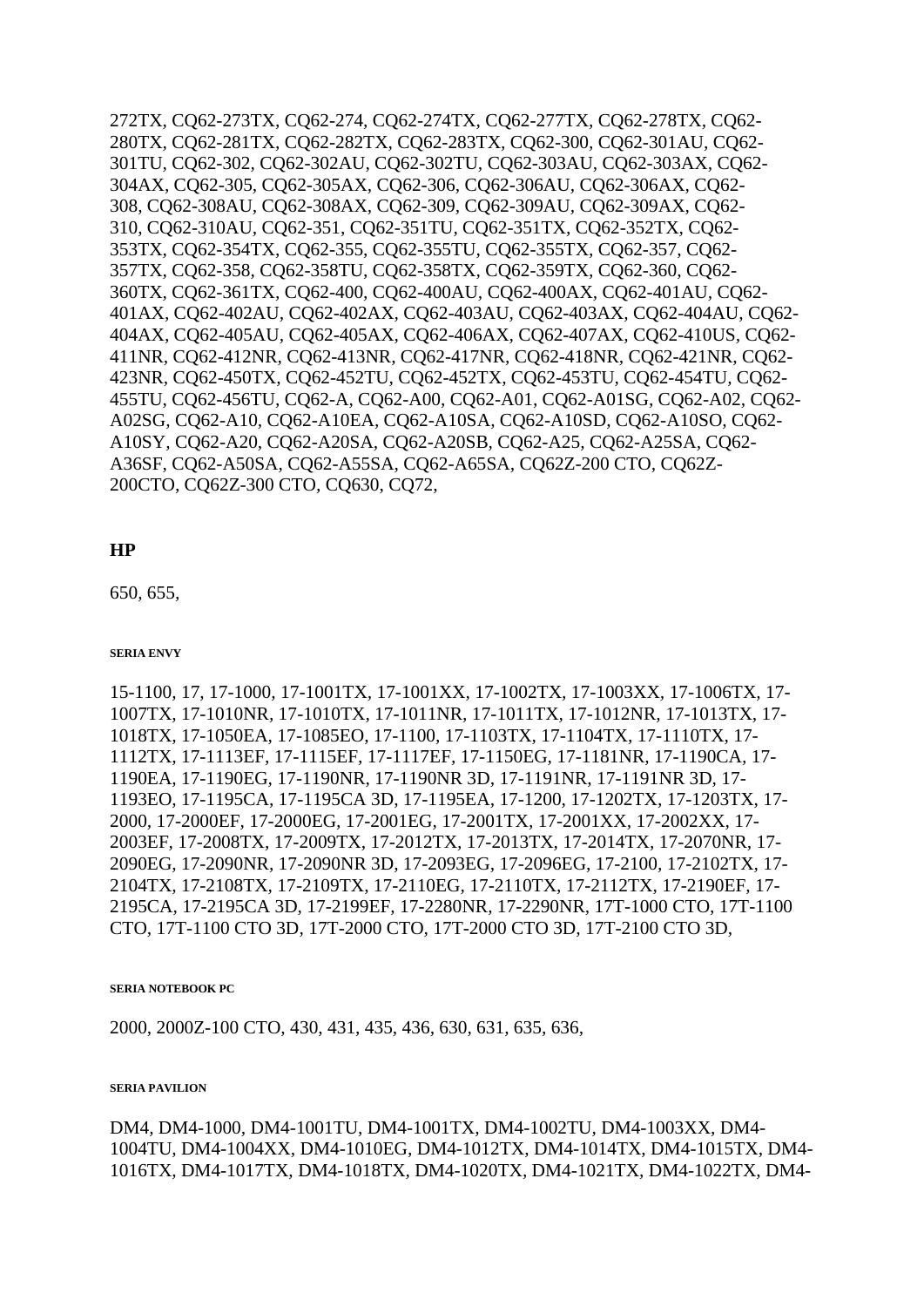272TX, CQ62-273TX, CQ62-274, CQ62-274TX, CQ62-277TX, CQ62-278TX, CQ62-280TX, CQ62-281TX, CQ62-282TX, CQ62-283TX, CQ62-300, CQ62-301AU, CQ62-301TU, CQ62-302, CQ62-302AU, CQ62-302TU, CQ62-303AU, CQ62-303AX, CQ62-304AX, CQ62-305, CQ62-305AX, CQ62-306, CQ62-306AU, CQ62-306AX, CQ62-308, CQ62-308AU, CQ62-308AX, CQ62-309, CQ62-309AU, CQ62-309AX, CQ62-310, CQ62-310AU, CQ62-351, CQ62-351TU, CQ62-351TX, CQ62-352TX, CQ62-353TX, CQ62-354TX, CQ62-355, CQ62-355TU, CQ62-355TX, CQ62-357, CQ62-357TX, CQ62-358, CQ62-358TU, CQ62-358TX, CQ62-359TX, CQ62-360, CQ62-360TX, CQ62-361TX, CQ62-400, CQ62-400AU, CQ62-400AX, CQ62-401AU, CQ62-401AX, CQ62-402AU, CQ62-402AX, CQ62-403AU, CQ62-403AX, CQ62-404AU, CQ62-404AX, CQ62-405AU, CQ62-405AX, CQ62-406AX, CQ62-407AX, CQ62-410US, CQ62-411NR, CQ62-412NR, CQ62-413NR, CQ62-417NR, CQ62-418NR, CQ62-421NR, CQ62-423NR, CQ62-450TX, CQ62-452TU, CQ62-452TX, CQ62-453TU, CQ62-454TU, CQ62-455TU, CQ62-456TU, CQ62-A, CQ62-A00, CQ62-A01, CQ62-A01SG, CQ62-A02, CQ62-A02SG, CQ62-A10, CQ62-A10EA, CQ62-A10SA, CQ62-A10SD, CQ62-A10SO, CQ62-A10SY, CQ62-A20, CQ62-A20SA, CQ62-A20SB, CQ62-A25, CQ62-A25SA, CQ62-A36SF, CQ62-A50SA, CQ62-A55SA, CQ62-A65SA, CQ62Z-200 CTO, CQ62Z-200CTO, CQ62Z-300 CTO, CQ630, CQ72,

## HP

650, 655,

###### SERIA ENVY

15-1100, 17, 17-1000, 17-1001TX, 17-1001XX, 17-1002TX, 17-1003XX, 17-1006TX, 17-1007TX, 17-1010NR, 17-1010TX, 17-1011NR, 17-1011TX, 17-1012NR, 17-1013TX, 17-1018TX, 17-1050EA, 17-1085EO, 17-1100, 17-1103TX, 17-1104TX, 17-1110TX, 17-1112TX, 17-1113EF, 17-1115EF, 17-1117EF, 17-1150EG, 17-1181NR, 17-1190CA, 17-1190EA, 17-1190EG, 17-1190NR, 17-1190NR 3D, 17-1191NR, 17-1191NR 3D, 17-1193EO, 17-1195CA, 17-1195CA 3D, 17-1195EA, 17-1200, 17-1202TX, 17-1203TX, 17-2000, 17-2000EF, 17-2000EG, 17-2001EG, 17-2001TX, 17-2001XX, 17-2002XX, 17-2003EF, 17-2008TX, 17-2009TX, 17-2012TX, 17-2013TX, 17-2014TX, 17-2070NR, 17-2090EG, 17-2090NR, 17-2090NR 3D, 17-2093EG, 17-2096EG, 17-2100, 17-2102TX, 17-2104TX, 17-2108TX, 17-2109TX, 17-2110EG, 17-2110TX, 17-2112TX, 17-2190EF, 17-2195CA, 17-2195CA 3D, 17-2199EF, 17-2280NR, 17-2290NR, 17T-1000 CTO, 17T-1100 CTO, 17T-1100 CTO 3D, 17T-2000 CTO, 17T-2000 CTO 3D, 17T-2100 CTO 3D,

###### SERIA NOTEBOOK PC

2000, 2000Z-100 CTO, 430, 431, 435, 436, 630, 631, 635, 636,

###### SERIA PAVILION

DM4, DM4-1000, DM4-1001TU, DM4-1001TX, DM4-1002TU, DM4-1003XX, DM4-1004TU, DM4-1004XX, DM4-1010EG, DM4-1012TX, DM4-1014TX, DM4-1015TX, DM4-1016TX, DM4-1017TX, DM4-1018TX, DM4-1020TX, DM4-1021TX, DM4-1022TX, DM4-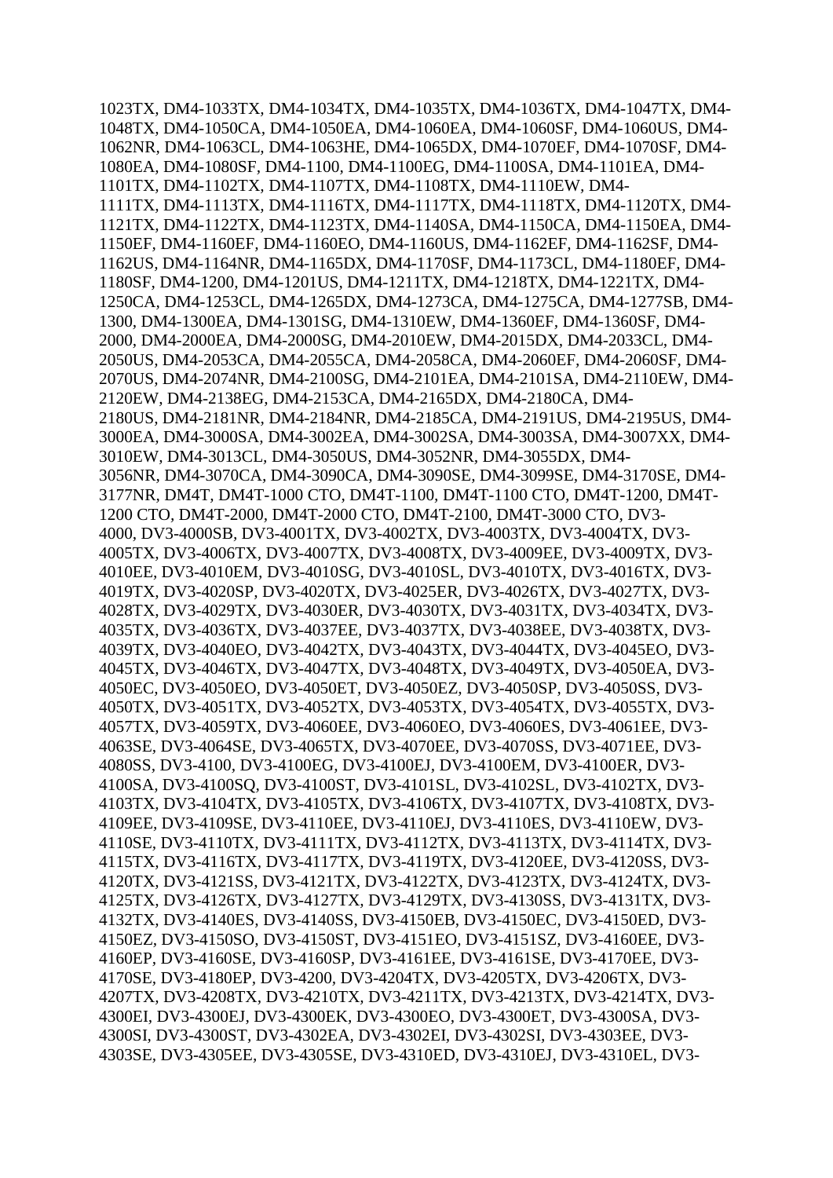1023TX, DM4-1033TX, DM4-1034TX, DM4-1035TX, DM4-1036TX, DM4-1047TX, DM4-1048TX, DM4-1050CA, DM4-1050EA, DM4-1060EA, DM4-1060SF, DM4-1060US, DM4-1062NR, DM4-1063CL, DM4-1063HE, DM4-1065DX, DM4-1070EF, DM4-1070SF, DM4-1080EA, DM4-1080SF, DM4-1100, DM4-1100EG, DM4-1100SA, DM4-1101EA, DM4-1101TX, DM4-1102TX, DM4-1107TX, DM4-1108TX, DM4-1110EW, DM4-1111TX, DM4-1113TX, DM4-1116TX, DM4-1117TX, DM4-1118TX, DM4-1120TX, DM4-1121TX, DM4-1122TX, DM4-1123TX, DM4-1140SA, DM4-1150CA, DM4-1150EA, DM4-1150EF, DM4-1160EF, DM4-1160EO, DM4-1160US, DM4-1162EF, DM4-1162SF, DM4-1162US, DM4-1164NR, DM4-1165DX, DM4-1170SF, DM4-1173CL, DM4-1180EF, DM4-1180SF, DM4-1200, DM4-1201US, DM4-1211TX, DM4-1218TX, DM4-1221TX, DM4-1250CA, DM4-1253CL, DM4-1265DX, DM4-1273CA, DM4-1275CA, DM4-1277SB, DM4-1300, DM4-1300EA, DM4-1301SG, DM4-1310EW, DM4-1360EF, DM4-1360SF, DM4-2000, DM4-2000EA, DM4-2000SG, DM4-2010EW, DM4-2015DX, DM4-2033CL, DM4-2050US, DM4-2053CA, DM4-2055CA, DM4-2058CA, DM4-2060EF, DM4-2060SF, DM4-2070US, DM4-2074NR, DM4-2100SG, DM4-2101EA, DM4-2101SA, DM4-2110EW, DM4-2120EW, DM4-2138EG, DM4-2153CA, DM4-2165DX, DM4-2180CA, DM4-2180US, DM4-2181NR, DM4-2184NR, DM4-2185CA, DM4-2191US, DM4-2195US, DM4-3000EA, DM4-3000SA, DM4-3002EA, DM4-3002SA, DM4-3003SA, DM4-3007XX, DM4-3010EW, DM4-3013CL, DM4-3050US, DM4-3052NR, DM4-3055DX, DM4-3056NR, DM4-3070CA, DM4-3090CA, DM4-3090SE, DM4-3099SE, DM4-3170SE, DM4-3177NR, DM4T, DM4T-1000 CTO, DM4T-1100, DM4T-1100 CTO, DM4T-1200, DM4T-1200 CTO, DM4T-2000, DM4T-2000 CTO, DM4T-2100, DM4T-3000 CTO, DV3-4000, DV3-4000SB, DV3-4001TX, DV3-4002TX, DV3-4003TX, DV3-4004TX, DV3-4005TX, DV3-4006TX, DV3-4007TX, DV3-4008TX, DV3-4009EE, DV3-4009TX, DV3-4010EE, DV3-4010EM, DV3-4010SG, DV3-4010SL, DV3-4010TX, DV3-4016TX, DV3-4019TX, DV3-4020SP, DV3-4020TX, DV3-4025ER, DV3-4026TX, DV3-4027TX, DV3-4028TX, DV3-4029TX, DV3-4030ER, DV3-4030TX, DV3-4031TX, DV3-4034TX, DV3-4035TX, DV3-4036TX, DV3-4037EE, DV3-4037TX, DV3-4038EE, DV3-4038TX, DV3-4039TX, DV3-4040EO, DV3-4042TX, DV3-4043TX, DV3-4044TX, DV3-4045EO, DV3-4045TX, DV3-4046TX, DV3-4047TX, DV3-4048TX, DV3-4049TX, DV3-4050EA, DV3-4050EC, DV3-4050EO, DV3-4050ET, DV3-4050EZ, DV3-4050SP, DV3-4050SS, DV3-4050TX, DV3-4051TX, DV3-4052TX, DV3-4053TX, DV3-4054TX, DV3-4055TX, DV3-4057TX, DV3-4059TX, DV3-4060EE, DV3-4060EO, DV3-4060ES, DV3-4061EE, DV3-4063SE, DV3-4064SE, DV3-4065TX, DV3-4070EE, DV3-4070SS, DV3-4071EE, DV3-4080SS, DV3-4100, DV3-4100EG, DV3-4100EJ, DV3-4100EM, DV3-4100ER, DV3-4100SA, DV3-4100SQ, DV3-4100ST, DV3-4101SL, DV3-4102SL, DV3-4102TX, DV3-4103TX, DV3-4104TX, DV3-4105TX, DV3-4106TX, DV3-4107TX, DV3-4108TX, DV3-4109EE, DV3-4109SE, DV3-4110EE, DV3-4110EJ, DV3-4110ES, DV3-4110EW, DV3-4110SE, DV3-4110TX, DV3-4111TX, DV3-4112TX, DV3-4113TX, DV3-4114TX, DV3-4115TX, DV3-4116TX, DV3-4117TX, DV3-4119TX, DV3-4120EE, DV3-4120SS, DV3-4120TX, DV3-4121SS, DV3-4121TX, DV3-4122TX, DV3-4123TX, DV3-4124TX, DV3-4125TX, DV3-4126TX, DV3-4127TX, DV3-4129TX, DV3-4130SS, DV3-4131TX, DV3-4132TX, DV3-4140ES, DV3-4140SS, DV3-4150EB, DV3-4150EC, DV3-4150ED, DV3-4150EZ, DV3-4150SO, DV3-4150ST, DV3-4151EO, DV3-4151SZ, DV3-4160EE, DV3-4160EP, DV3-4160SE, DV3-4160SP, DV3-4161EE, DV3-4161SE, DV3-4170EE, DV3-4170SE, DV3-4180EP, DV3-4200, DV3-4204TX, DV3-4205TX, DV3-4206TX, DV3-4207TX, DV3-4208TX, DV3-4210TX, DV3-4211TX, DV3-4213TX, DV3-4214TX, DV3-4300EI, DV3-4300EJ, DV3-4300EK, DV3-4300EO, DV3-4300ET, DV3-4300SA, DV3-4300SI, DV3-4300ST, DV3-4302EA, DV3-4302EI, DV3-4302SI, DV3-4303EE, DV3-4303SE, DV3-4305EE, DV3-4305SE, DV3-4310ED, DV3-4310EJ, DV3-4310EL, DV3-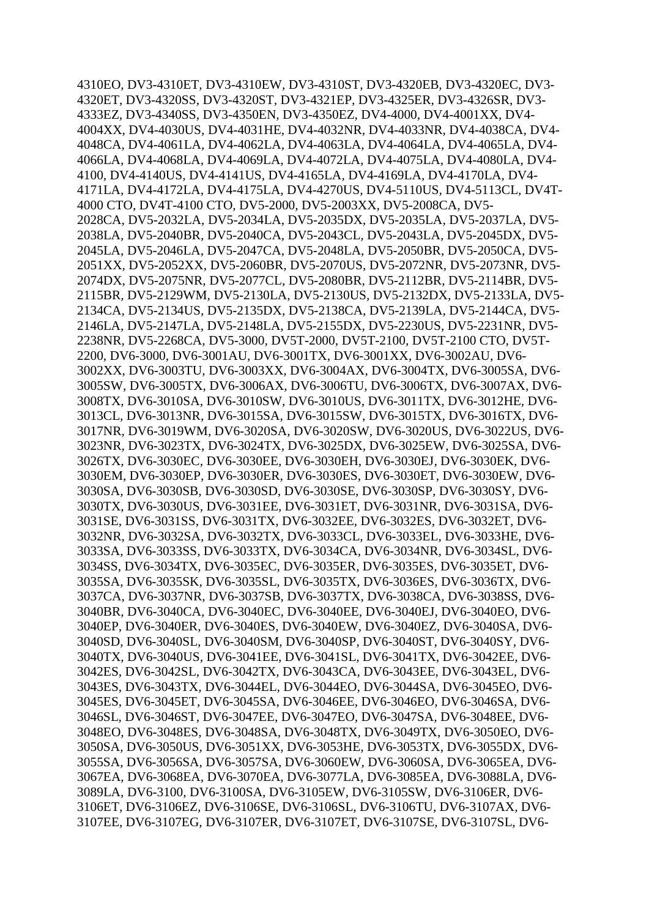4310EO, DV3-4310ET, DV3-4310EW, DV3-4310ST, DV3-4320EB, DV3-4320EC, DV3-4320ET, DV3-4320SS, DV3-4320ST, DV3-4321EP, DV3-4325ER, DV3-4326SR, DV3-4333EZ, DV3-4340SS, DV3-4350EN, DV3-4350EZ, DV4-4000, DV4-4001XX, DV4-4004XX, DV4-4030US, DV4-4031HE, DV4-4032NR, DV4-4033NR, DV4-4038CA, DV4-4048CA, DV4-4061LA, DV4-4062LA, DV4-4063LA, DV4-4064LA, DV4-4065LA, DV4-4066LA, DV4-4068LA, DV4-4069LA, DV4-4072LA, DV4-4075LA, DV4-4080LA, DV4-4100, DV4-4140US, DV4-4141US, DV4-4165LA, DV4-4169LA, DV4-4170LA, DV4-4171LA, DV4-4172LA, DV4-4175LA, DV4-4270US, DV4-5110US, DV4-5113CL, DV4T-4000 CTO, DV4T-4100 CTO, DV5-2000, DV5-2003XX, DV5-2008CA, DV5-2028CA, DV5-2032LA, DV5-2034LA, DV5-2035DX, DV5-2035LA, DV5-2037LA, DV5-2038LA, DV5-2040BR, DV5-2040CA, DV5-2043CL, DV5-2043LA, DV5-2045DX, DV5-2045LA, DV5-2046LA, DV5-2047CA, DV5-2048LA, DV5-2050BR, DV5-2050CA, DV5-2051XX, DV5-2052XX, DV5-2060BR, DV5-2070US, DV5-2072NR, DV5-2073NR, DV5-2074DX, DV5-2075NR, DV5-2077CL, DV5-2080BR, DV5-2112BR, DV5-2114BR, DV5-2115BR, DV5-2129WM, DV5-2130LA, DV5-2130US, DV5-2132DX, DV5-2133LA, DV5-2134CA, DV5-2134US, DV5-2135DX, DV5-2138CA, DV5-2139LA, DV5-2144CA, DV5-2146LA, DV5-2147LA, DV5-2148LA, DV5-2155DX, DV5-2230US, DV5-2231NR, DV5-2238NR, DV5-2268CA, DV5-3000, DV5T-2000, DV5T-2100, DV5T-2100 CTO, DV5T-2200, DV6-3000, DV6-3001AU, DV6-3001TX, DV6-3001XX, DV6-3002AU, DV6-3002XX, DV6-3003TU, DV6-3003XX, DV6-3004AX, DV6-3004TX, DV6-3005SA, DV6-3005SW, DV6-3005TX, DV6-3006AX, DV6-3006TU, DV6-3006TX, DV6-3007AX, DV6-3008TX, DV6-3010SA, DV6-3010SW, DV6-3010US, DV6-3011TX, DV6-3012HE, DV6-3013CL, DV6-3013NR, DV6-3015SA, DV6-3015SW, DV6-3015TX, DV6-3016TX, DV6-3017NR, DV6-3019WM, DV6-3020SA, DV6-3020SW, DV6-3020US, DV6-3022US, DV6-3023NR, DV6-3023TX, DV6-3024TX, DV6-3025DX, DV6-3025EW, DV6-3025SA, DV6-3026TX, DV6-3030EC, DV6-3030EE, DV6-3030EH, DV6-3030EJ, DV6-3030EK, DV6-3030EM, DV6-3030EP, DV6-3030ER, DV6-3030ES, DV6-3030ET, DV6-3030EW, DV6-3030SA, DV6-3030SB, DV6-3030SD, DV6-3030SE, DV6-3030SP, DV6-3030SY, DV6-3030TX, DV6-3030US, DV6-3031EE, DV6-3031ET, DV6-3031NR, DV6-3031SA, DV6-3031SE, DV6-3031SS, DV6-3031TX, DV6-3032EE, DV6-3032ES, DV6-3032ET, DV6-3032NR, DV6-3032SA, DV6-3032TX, DV6-3033CL, DV6-3033EL, DV6-3033HE, DV6-3033SA, DV6-3033SS, DV6-3033TX, DV6-3034CA, DV6-3034NR, DV6-3034SL, DV6-3034SS, DV6-3034TX, DV6-3035EC, DV6-3035ER, DV6-3035ES, DV6-3035ET, DV6-3035SA, DV6-3035SK, DV6-3035SL, DV6-3035TX, DV6-3036ES, DV6-3036TX, DV6-3037CA, DV6-3037NR, DV6-3037SB, DV6-3037TX, DV6-3038CA, DV6-3038SS, DV6-3040BR, DV6-3040CA, DV6-3040EC, DV6-3040EE, DV6-3040EJ, DV6-3040EO, DV6-3040EP, DV6-3040ER, DV6-3040ES, DV6-3040EW, DV6-3040EZ, DV6-3040SA, DV6-3040SD, DV6-3040SL, DV6-3040SM, DV6-3040SP, DV6-3040ST, DV6-3040SY, DV6-3040TX, DV6-3040US, DV6-3041EE, DV6-3041SL, DV6-3041TX, DV6-3042EE, DV6-3042ES, DV6-3042SL, DV6-3042TX, DV6-3043CA, DV6-3043EE, DV6-3043EL, DV6-3043ES, DV6-3043TX, DV6-3044EL, DV6-3044EO, DV6-3044SA, DV6-3045EO, DV6-3045ES, DV6-3045ET, DV6-3045SA, DV6-3046EE, DV6-3046EO, DV6-3046SA, DV6-3046SL, DV6-3046ST, DV6-3047EE, DV6-3047EO, DV6-3047SA, DV6-3048EE, DV6-3048EO, DV6-3048ES, DV6-3048SA, DV6-3048TX, DV6-3049TX, DV6-3050EO, DV6-3050SA, DV6-3050US, DV6-3051XX, DV6-3053HE, DV6-3053TX, DV6-3055DX, DV6-3055SA, DV6-3056SA, DV6-3057SA, DV6-3060EW, DV6-3060SA, DV6-3065EA, DV6-3067EA, DV6-3068EA, DV6-3070EA, DV6-3077LA, DV6-3085EA, DV6-3088LA, DV6-3089LA, DV6-3100, DV6-3100SA, DV6-3105EW, DV6-3105SW, DV6-3106ER, DV6-3106ET, DV6-3106EZ, DV6-3106SE, DV6-3106SL, DV6-3106TU, DV6-3107AX, DV6-3107EE, DV6-3107EG, DV6-3107ER, DV6-3107ET, DV6-3107SE, DV6-3107SL, DV6-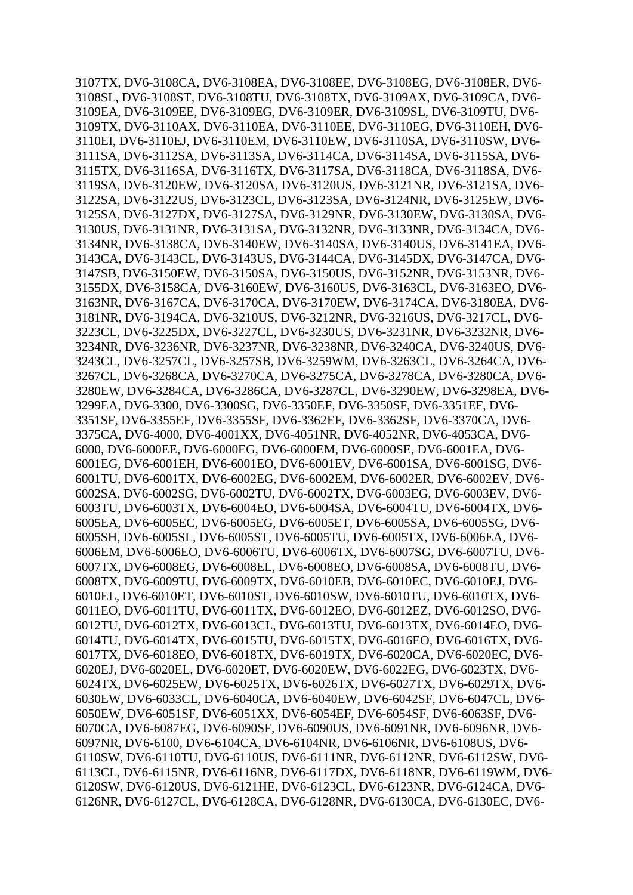3107TX, DV6-3108CA, DV6-3108EA, DV6-3108EE, DV6-3108EG, DV6-3108ER, DV6-3108SL, DV6-3108ST, DV6-3108TU, DV6-3108TX, DV6-3109AX, DV6-3109CA, DV6-3109EA, DV6-3109EE, DV6-3109EG, DV6-3109ER, DV6-3109SL, DV6-3109TU, DV6-3109TX, DV6-3110AX, DV6-3110EA, DV6-3110EE, DV6-3110EG, DV6-3110EH, DV6-3110EI, DV6-3110EJ, DV6-3110EM, DV6-3110EW, DV6-3110SA, DV6-3110SW, DV6-3111SA, DV6-3112SA, DV6-3113SA, DV6-3114CA, DV6-3114SA, DV6-3115SA, DV6-3115TX, DV6-3116SA, DV6-3116TX, DV6-3117SA, DV6-3118CA, DV6-3118SA, DV6-3119SA, DV6-3120EW, DV6-3120SA, DV6-3120US, DV6-3121NR, DV6-3121SA, DV6-3122SA, DV6-3122US, DV6-3123CL, DV6-3123SA, DV6-3124NR, DV6-3125EW, DV6-3125SA, DV6-3127DX, DV6-3127SA, DV6-3129NR, DV6-3130EW, DV6-3130SA, DV6-3130US, DV6-3131NR, DV6-3131SA, DV6-3132NR, DV6-3133NR, DV6-3134CA, DV6-3134NR, DV6-3138CA, DV6-3140EW, DV6-3140SA, DV6-3140US, DV6-3141EA, DV6-3143CA, DV6-3143CL, DV6-3143US, DV6-3144CA, DV6-3145DX, DV6-3147CA, DV6-3147SB, DV6-3150EW, DV6-3150SA, DV6-3150US, DV6-3152NR, DV6-3153NR, DV6-3155DX, DV6-3158CA, DV6-3160EW, DV6-3160US, DV6-3163CL, DV6-3163EO, DV6-3163NR, DV6-3167CA, DV6-3170CA, DV6-3170EW, DV6-3174CA, DV6-3180EA, DV6-3181NR, DV6-3194CA, DV6-3210US, DV6-3212NR, DV6-3216US, DV6-3217CL, DV6-3223CL, DV6-3225DX, DV6-3227CL, DV6-3230US, DV6-3231NR, DV6-3232NR, DV6-3234NR, DV6-3236NR, DV6-3237NR, DV6-3238NR, DV6-3240CA, DV6-3240US, DV6-3243CL, DV6-3257CL, DV6-3257SB, DV6-3259WM, DV6-3263CL, DV6-3264CA, DV6-3267CL, DV6-3268CA, DV6-3270CA, DV6-3275CA, DV6-3278CA, DV6-3280CA, DV6-3280EW, DV6-3284CA, DV6-3286CA, DV6-3287CL, DV6-3290EW, DV6-3298EA, DV6-3299EA, DV6-3300, DV6-3300SG, DV6-3350EF, DV6-3350SF, DV6-3351EF, DV6-3351SF, DV6-3355EF, DV6-3355SF, DV6-3362EF, DV6-3362SF, DV6-3370CA, DV6-3375CA, DV6-4000, DV6-4001XX, DV6-4051NR, DV6-4052NR, DV6-4053CA, DV6-6000, DV6-6000EE, DV6-6000EG, DV6-6000EM, DV6-6000SE, DV6-6001EA, DV6-6001EG, DV6-6001EH, DV6-6001EO, DV6-6001EV, DV6-6001SA, DV6-6001SG, DV6-6001TU, DV6-6001TX, DV6-6002EG, DV6-6002EM, DV6-6002ER, DV6-6002EV, DV6-6002SA, DV6-6002SG, DV6-6002TU, DV6-6002TX, DV6-6003EG, DV6-6003EV, DV6-6003TU, DV6-6003TX, DV6-6004EO, DV6-6004SA, DV6-6004TU, DV6-6004TX, DV6-6005EA, DV6-6005EC, DV6-6005EG, DV6-6005ET, DV6-6005SA, DV6-6005SG, DV6-6005SH, DV6-6005SL, DV6-6005ST, DV6-6005TU, DV6-6005TX, DV6-6006EA, DV6-6006EM, DV6-6006EO, DV6-6006TU, DV6-6006TX, DV6-6007SG, DV6-6007TU, DV6-6007TX, DV6-6008EG, DV6-6008EL, DV6-6008EO, DV6-6008SA, DV6-6008TU, DV6-6008TX, DV6-6009TU, DV6-6009TX, DV6-6010EB, DV6-6010EC, DV6-6010EJ, DV6-6010EL, DV6-6010ET, DV6-6010ST, DV6-6010SW, DV6-6010TU, DV6-6010TX, DV6-6011EO, DV6-6011TU, DV6-6011TX, DV6-6012EO, DV6-6012EZ, DV6-6012SO, DV6-6012TU, DV6-6012TX, DV6-6013CL, DV6-6013TU, DV6-6013TX, DV6-6014EO, DV6-6014TU, DV6-6014TX, DV6-6015TU, DV6-6015TX, DV6-6016EO, DV6-6016TX, DV6-6017TX, DV6-6018EO, DV6-6018TX, DV6-6019TX, DV6-6020CA, DV6-6020EC, DV6-6020EJ, DV6-6020EL, DV6-6020ET, DV6-6020EW, DV6-6022EG, DV6-6023TX, DV6-6024TX, DV6-6025EW, DV6-6025TX, DV6-6026TX, DV6-6027TX, DV6-6029TX, DV6-6030EW, DV6-6033CL, DV6-6040CA, DV6-6040EW, DV6-6042SF, DV6-6047CL, DV6-6050EW, DV6-6051SF, DV6-6051XX, DV6-6054EF, DV6-6054SF, DV6-6063SF, DV6-6070CA, DV6-6087EG, DV6-6090SF, DV6-6090US, DV6-6091NR, DV6-6096NR, DV6-6097NR, DV6-6100, DV6-6104CA, DV6-6104NR, DV6-6106NR, DV6-6108US, DV6-6110SW, DV6-6110TU, DV6-6110US, DV6-6111NR, DV6-6112NR, DV6-6112SW, DV6-6113CL, DV6-6115NR, DV6-6116NR, DV6-6117DX, DV6-6118NR, DV6-6119WM, DV6-6120SW, DV6-6120US, DV6-6121HE, DV6-6123CL, DV6-6123NR, DV6-6124CA, DV6-6126NR, DV6-6127CL, DV6-6128CA, DV6-6128NR, DV6-6130CA, DV6-6130EC, DV6-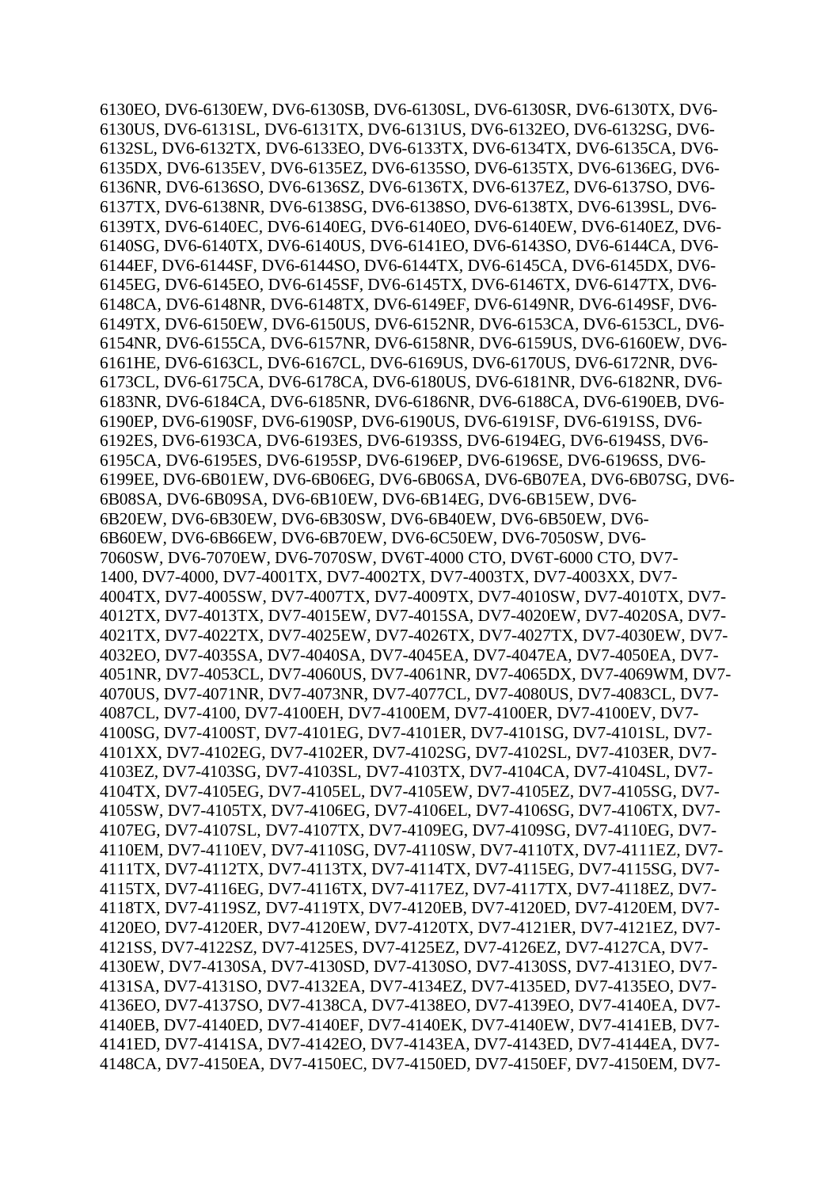6130EO, DV6-6130EW, DV6-6130SB, DV6-6130SL, DV6-6130SR, DV6-6130TX, DV6-6130US, DV6-6131SL, DV6-6131TX, DV6-6131US, DV6-6132EO, DV6-6132SG, DV6-6132SL, DV6-6132TX, DV6-6133EO, DV6-6133TX, DV6-6134TX, DV6-6135CA, DV6-6135DX, DV6-6135EV, DV6-6135EZ, DV6-6135SO, DV6-6135TX, DV6-6136EG, DV6-6136NR, DV6-6136SO, DV6-6136SZ, DV6-6136TX, DV6-6137EZ, DV6-6137SO, DV6-6137TX, DV6-6138NR, DV6-6138SG, DV6-6138SO, DV6-6138TX, DV6-6139SL, DV6-6139TX, DV6-6140EC, DV6-6140EG, DV6-6140EO, DV6-6140EW, DV6-6140EZ, DV6-6140SG, DV6-6140TX, DV6-6140US, DV6-6141EO, DV6-6143SO, DV6-6144CA, DV6-6144EF, DV6-6144SF, DV6-6144SO, DV6-6144TX, DV6-6145CA, DV6-6145DX, DV6-6145EG, DV6-6145EO, DV6-6145SF, DV6-6145TX, DV6-6146TX, DV6-6147TX, DV6-6148CA, DV6-6148NR, DV6-6148TX, DV6-6149EF, DV6-6149NR, DV6-6149SF, DV6-6149TX, DV6-6150EW, DV6-6150US, DV6-6152NR, DV6-6153CA, DV6-6153CL, DV6-6154NR, DV6-6155CA, DV6-6157NR, DV6-6158NR, DV6-6159US, DV6-6160EW, DV6-6161HE, DV6-6163CL, DV6-6167CL, DV6-6169US, DV6-6170US, DV6-6172NR, DV6-6173CL, DV6-6175CA, DV6-6178CA, DV6-6180US, DV6-6181NR, DV6-6182NR, DV6-6183NR, DV6-6184CA, DV6-6185NR, DV6-6186NR, DV6-6188CA, DV6-6190EB, DV6-6190EP, DV6-6190SF, DV6-6190SP, DV6-6190US, DV6-6191SF, DV6-6191SS, DV6-6192ES, DV6-6193CA, DV6-6193ES, DV6-6193SS, DV6-6194EG, DV6-6194SS, DV6-6195CA, DV6-6195ES, DV6-6195SP, DV6-6196EP, DV6-6196SE, DV6-6196SS, DV6-6199EE, DV6-6B01EW, DV6-6B06EG, DV6-6B06SA, DV6-6B07EA, DV6-6B07SG, DV6-6B08SA, DV6-6B09SA, DV6-6B10EW, DV6-6B14EG, DV6-6B15EW, DV6-6B20EW, DV6-6B30EW, DV6-6B30SW, DV6-6B40EW, DV6-6B50EW, DV6-6B60EW, DV6-6B66EW, DV6-6B70EW, DV6-6C50EW, DV6-7050SW, DV6-7060SW, DV6-7070EW, DV6-7070SW, DV6T-4000 CTO, DV6T-6000 CTO, DV7-1400, DV7-4000, DV7-4001TX, DV7-4002TX, DV7-4003TX, DV7-4003XX, DV7-4004TX, DV7-4005SW, DV7-4007TX, DV7-4009TX, DV7-4010SW, DV7-4010TX, DV7-4012TX, DV7-4013TX, DV7-4015EW, DV7-4015SA, DV7-4020EW, DV7-4020SA, DV7-4021TX, DV7-4022TX, DV7-4025EW, DV7-4026TX, DV7-4027TX, DV7-4030EW, DV7-4032EO, DV7-4035SA, DV7-4040SA, DV7-4045EA, DV7-4047EA, DV7-4050EA, DV7-4051NR, DV7-4053CL, DV7-4060US, DV7-4061NR, DV7-4065DX, DV7-4069WM, DV7-4070US, DV7-4071NR, DV7-4073NR, DV7-4077CL, DV7-4080US, DV7-4083CL, DV7-4087CL, DV7-4100, DV7-4100EH, DV7-4100EM, DV7-4100ER, DV7-4100EV, DV7-4100SG, DV7-4100ST, DV7-4101EG, DV7-4101ER, DV7-4101SG, DV7-4101SL, DV7-4101XX, DV7-4102EG, DV7-4102ER, DV7-4102SG, DV7-4102SL, DV7-4103ER, DV7-4103EZ, DV7-4103SG, DV7-4103SL, DV7-4103TX, DV7-4104CA, DV7-4104SL, DV7-4104TX, DV7-4105EG, DV7-4105EL, DV7-4105EW, DV7-4105EZ, DV7-4105SG, DV7-4105SW, DV7-4105TX, DV7-4106EG, DV7-4106EL, DV7-4106SG, DV7-4106TX, DV7-4107EG, DV7-4107SL, DV7-4107TX, DV7-4109EG, DV7-4109SG, DV7-4110EG, DV7-4110EM, DV7-4110EV, DV7-4110SG, DV7-4110SW, DV7-4110TX, DV7-4111EZ, DV7-4111TX, DV7-4112TX, DV7-4113TX, DV7-4114TX, DV7-4115EG, DV7-4115SG, DV7-4115TX, DV7-4116EG, DV7-4116TX, DV7-4117EZ, DV7-4117TX, DV7-4118EZ, DV7-4118TX, DV7-4119SZ, DV7-4119TX, DV7-4120EB, DV7-4120ED, DV7-4120EM, DV7-4120EO, DV7-4120ER, DV7-4120EW, DV7-4120TX, DV7-4121ER, DV7-4121EZ, DV7-4121SS, DV7-4122SZ, DV7-4125ES, DV7-4125EZ, DV7-4126EZ, DV7-4127CA, DV7-4130EW, DV7-4130SA, DV7-4130SD, DV7-4130SO, DV7-4130SS, DV7-4131EO, DV7-4131SA, DV7-4131SO, DV7-4132EA, DV7-4134EZ, DV7-4135ED, DV7-4135EO, DV7-4136EO, DV7-4137SO, DV7-4138CA, DV7-4138EO, DV7-4139EO, DV7-4140EA, DV7-4140EB, DV7-4140ED, DV7-4140EF, DV7-4140EK, DV7-4140EW, DV7-4141EB, DV7-4141ED, DV7-4141SA, DV7-4142EO, DV7-4143EA, DV7-4143ED, DV7-4144EA, DV7-4148CA, DV7-4150EA, DV7-4150EC, DV7-4150ED, DV7-4150EF, DV7-4150EM, DV7-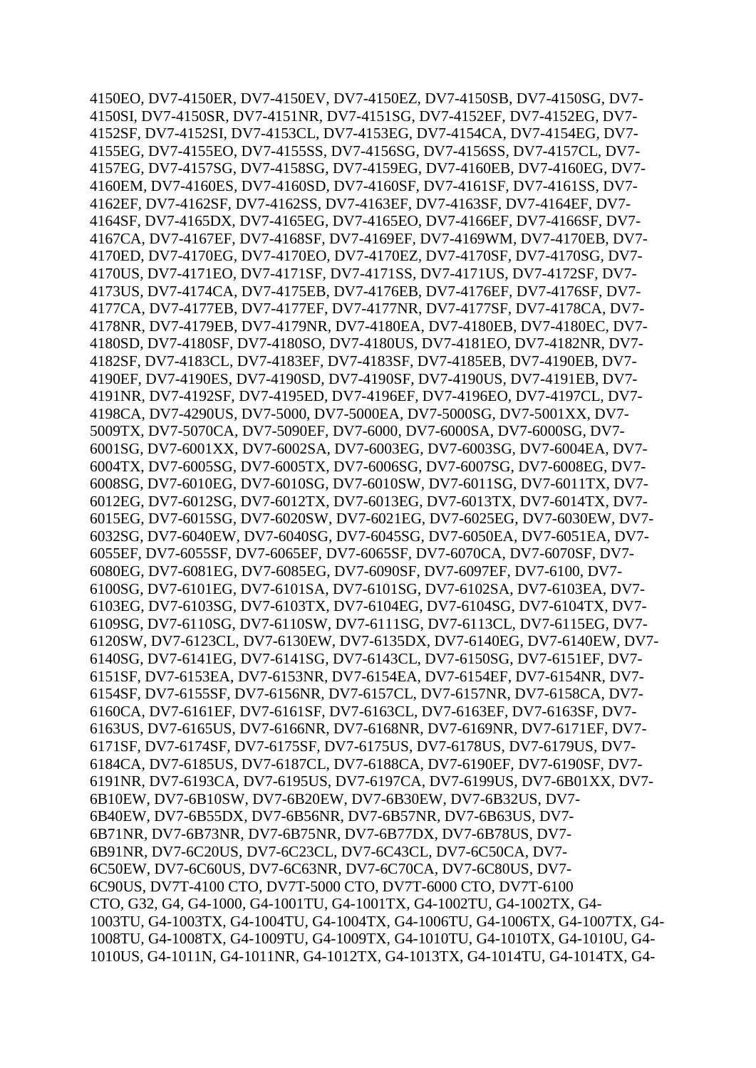4150EO, DV7-4150ER, DV7-4150EV, DV7-4150EZ, DV7-4150SB, DV7-4150SG, DV7-4150SI, DV7-4150SR, DV7-4151NR, DV7-4151SG, DV7-4152EF, DV7-4152EG, DV7-4152SF, DV7-4152SI, DV7-4153CL, DV7-4153EG, DV7-4154CA, DV7-4154EG, DV7-4155EG, DV7-4155EO, DV7-4155SS, DV7-4156SG, DV7-4156SS, DV7-4157CL, DV7-4157EG, DV7-4157SG, DV7-4158SG, DV7-4159EG, DV7-4160EB, DV7-4160EG, DV7-4160EM, DV7-4160ES, DV7-4160SD, DV7-4160SF, DV7-4161SF, DV7-4161SS, DV7-4162EF, DV7-4162SF, DV7-4162SS, DV7-4163EF, DV7-4163SF, DV7-4164EF, DV7-4164SF, DV7-4165DX, DV7-4165EG, DV7-4165EO, DV7-4166EF, DV7-4166SF, DV7-4167CA, DV7-4167EF, DV7-4168SF, DV7-4169EF, DV7-4169WM, DV7-4170EB, DV7-4170ED, DV7-4170EG, DV7-4170EO, DV7-4170EZ, DV7-4170SF, DV7-4170SG, DV7-4170US, DV7-4171EO, DV7-4171SF, DV7-4171SS, DV7-4171US, DV7-4172SF, DV7-4173US, DV7-4174CA, DV7-4175EB, DV7-4176EB, DV7-4176EF, DV7-4176SF, DV7-4177CA, DV7-4177EB, DV7-4177EF, DV7-4177NR, DV7-4177SF, DV7-4178CA, DV7-4178NR, DV7-4179EB, DV7-4179NR, DV7-4180EA, DV7-4180EB, DV7-4180EC, DV7-4180SD, DV7-4180SF, DV7-4180SO, DV7-4180US, DV7-4181EO, DV7-4182NR, DV7-4182SF, DV7-4183CL, DV7-4183EF, DV7-4183SF, DV7-4185EB, DV7-4190EB, DV7-4190EF, DV7-4190ES, DV7-4190SD, DV7-4190SF, DV7-4190US, DV7-4191EB, DV7-4191NR, DV7-4192SF, DV7-4195ED, DV7-4196EF, DV7-4196EO, DV7-4197CL, DV7-4198CA, DV7-4290US, DV7-5000, DV7-5000EA, DV7-5000SG, DV7-5001XX, DV7-5009TX, DV7-5070CA, DV7-5090EF, DV7-6000, DV7-6000SA, DV7-6000SG, DV7-6001SG, DV7-6001XX, DV7-6002SA, DV7-6003EG, DV7-6003SG, DV7-6004EA, DV7-6004TX, DV7-6005SG, DV7-6005TX, DV7-6006SG, DV7-6007SG, DV7-6008EG, DV7-6008SG, DV7-6010EG, DV7-6010SG, DV7-6010SW, DV7-6011SG, DV7-6011TX, DV7-6012EG, DV7-6012SG, DV7-6012TX, DV7-6013EG, DV7-6013TX, DV7-6014TX, DV7-6015EG, DV7-6015SG, DV7-6020SW, DV7-6021EG, DV7-6025EG, DV7-6030EW, DV7-6032SG, DV7-6040EW, DV7-6040SG, DV7-6045SG, DV7-6050EA, DV7-6051EA, DV7-6055EF, DV7-6055SF, DV7-6065EF, DV7-6065SF, DV7-6070CA, DV7-6070SF, DV7-6080EG, DV7-6081EG, DV7-6085EG, DV7-6090SF, DV7-6097EF, DV7-6100, DV7-6100SG, DV7-6101EG, DV7-6101SA, DV7-6101SG, DV7-6102SA, DV7-6103EA, DV7-6103EG, DV7-6103SG, DV7-6103TX, DV7-6104EG, DV7-6104SG, DV7-6104TX, DV7-6109SG, DV7-6110SG, DV7-6110SW, DV7-6111SG, DV7-6113CL, DV7-6115EG, DV7-6120SW, DV7-6123CL, DV7-6130EW, DV7-6135DX, DV7-6140EG, DV7-6140EW, DV7-6140SG, DV7-6141EG, DV7-6141SG, DV7-6143CL, DV7-6150SG, DV7-6151EF, DV7-6151SF, DV7-6153EA, DV7-6153NR, DV7-6154EA, DV7-6154EF, DV7-6154NR, DV7-6154SF, DV7-6155SF, DV7-6156NR, DV7-6157CL, DV7-6157NR, DV7-6158CA, DV7-6160CA, DV7-6161EF, DV7-6161SF, DV7-6163CL, DV7-6163EF, DV7-6163SF, DV7-6163US, DV7-6165US, DV7-6166NR, DV7-6168NR, DV7-6169NR, DV7-6171EF, DV7-6171SF, DV7-6174SF, DV7-6175SF, DV7-6175US, DV7-6178US, DV7-6179US, DV7-6184CA, DV7-6185US, DV7-6187CL, DV7-6188CA, DV7-6190EF, DV7-6190SF, DV7-6191NR, DV7-6193CA, DV7-6195US, DV7-6197CA, DV7-6199US, DV7-6B01XX, DV7-6B10EW, DV7-6B10SW, DV7-6B20EW, DV7-6B30EW, DV7-6B32US, DV7-6B40EW, DV7-6B55DX, DV7-6B56NR, DV7-6B57NR, DV7-6B63US, DV7-6B71NR, DV7-6B73NR, DV7-6B75NR, DV7-6B77DX, DV7-6B78US, DV7-6B91NR, DV7-6C20US, DV7-6C23CL, DV7-6C43CL, DV7-6C50CA, DV7-6C50EW, DV7-6C60US, DV7-6C63NR, DV7-6C70CA, DV7-6C80US, DV7-6C90US, DV7T-4100 CTO, DV7T-5000 CTO, DV7T-6000 CTO, DV7T-6100 CTO, G32, G4, G4-1000, G4-1001TU, G4-1001TX, G4-1002TU, G4-1002TX, G4-1003TU, G4-1003TX, G4-1004TU, G4-1004TX, G4-1006TU, G4-1006TX, G4-1007TX, G4-1008TU, G4-1008TX, G4-1009TU, G4-1009TX, G4-1010TU, G4-1010TX, G4-1010U, G4-1010US, G4-1011N, G4-1011NR, G4-1012TX, G4-1013TX, G4-1014TU, G4-1014TX, G4-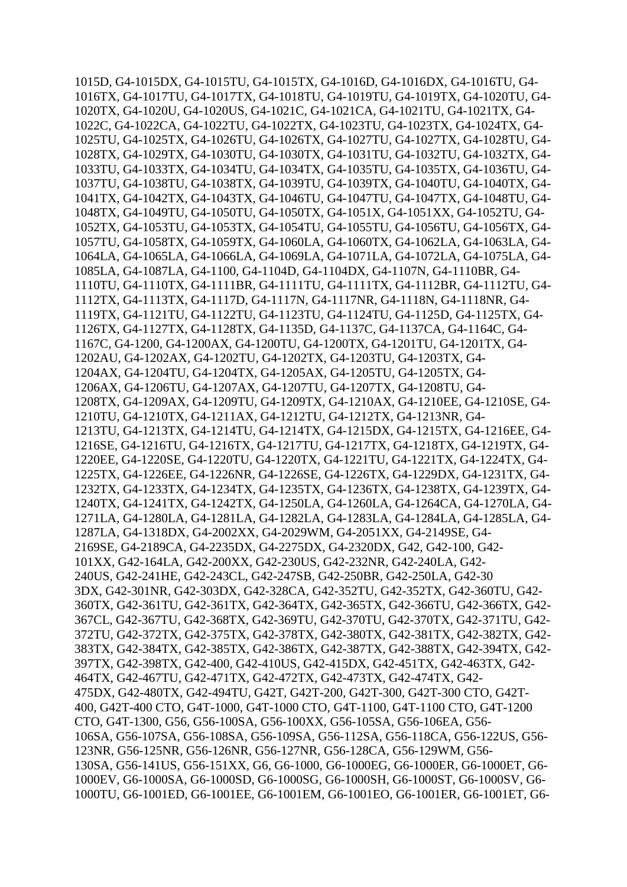1015D, G4-1015DX, G4-1015TU, G4-1015TX, G4-1016D, G4-1016DX, G4-1016TU, G4-1016TX, G4-1017TU, G4-1017TX, G4-1018TU, G4-1019TU, G4-1019TX, G4-1020TU, G4-1020TX, G4-1020U, G4-1020US, G4-1021C, G4-1021CA, G4-1021TU, G4-1021TX, G4-1022C, G4-1022CA, G4-1022TU, G4-1022TX, G4-1023TU, G4-1023TX, G4-1024TX, G4-1025TU, G4-1025TX, G4-1026TU, G4-1026TX, G4-1027TU, G4-1027TX, G4-1028TU, G4-1028TX, G4-1029TX, G4-1030TU, G4-1030TX, G4-1031TU, G4-1032TU, G4-1032TX, G4-1033TU, G4-1033TX, G4-1034TU, G4-1034TX, G4-1035TU, G4-1035TX, G4-1036TU, G4-1037TU, G4-1038TU, G4-1038TX, G4-1039TU, G4-1039TX, G4-1040TU, G4-1040TX, G4-1041TX, G4-1042TX, G4-1043TX, G4-1046TU, G4-1047TU, G4-1047TX, G4-1048TU, G4-1048TX, G4-1049TU, G4-1050TU, G4-1050TX, G4-1051X, G4-1051XX, G4-1052TU, G4-1052TX, G4-1053TU, G4-1053TX, G4-1054TU, G4-1055TU, G4-1056TU, G4-1056TX, G4-1057TU, G4-1058TX, G4-1059TX, G4-1060LA, G4-1060TX, G4-1062LA, G4-1063LA, G4-1064LA, G4-1065LA, G4-1066LA, G4-1069LA, G4-1071LA, G4-1072LA, G4-1075LA, G4-1085LA, G4-1087LA, G4-1100, G4-1104D, G4-1104DX, G4-1107N, G4-1110BR, G4-1110TU, G4-1110TX, G4-1111BR, G4-1111TU, G4-1111TX, G4-1112BR, G4-1112TU, G4-1112TX, G4-1113TX, G4-1117D, G4-1117N, G4-1117NR, G4-1118N, G4-1118NR, G4-1119TX, G4-1121TU, G4-1122TU, G4-1123TU, G4-1124TU, G4-1125D, G4-1125TX, G4-1126TX, G4-1127TX, G4-1128TX, G4-1135D, G4-1137C, G4-1137CA, G4-1164C, G4-1167C, G4-1200, G4-1200AX, G4-1200TU, G4-1200TX, G4-1201TU, G4-1201TX, G4-1202AU, G4-1202AX, G4-1202TU, G4-1202TX, G4-1203TU, G4-1203TX, G4-1204AX, G4-1204TU, G4-1204TX, G4-1205AX, G4-1205TU, G4-1205TX, G4-1206AX, G4-1206TU, G4-1207AX, G4-1207TU, G4-1207TX, G4-1208TU, G4-1208TX, G4-1209AX, G4-1209TU, G4-1209TX, G4-1210AX, G4-1210EE, G4-1210SE, G4-1210TU, G4-1210TX, G4-1211AX, G4-1212TU, G4-1212TX, G4-1213NR, G4-1213TU, G4-1213TX, G4-1214TU, G4-1214TX, G4-1215DX, G4-1215TX, G4-1216EE, G4-1216SE, G4-1216TU, G4-1216TX, G4-1217TU, G4-1217TX, G4-1218TX, G4-1219TX, G4-1220EE, G4-1220SE, G4-1220TU, G4-1220TX, G4-1221TU, G4-1221TX, G4-1224TX, G4-1225TX, G4-1226EE, G4-1226NR, G4-1226SE, G4-1226TX, G4-1229DX, G4-1231TX, G4-1232TX, G4-1233TX, G4-1234TX, G4-1235TX, G4-1236TX, G4-1238TX, G4-1239TX, G4-1240TX, G4-1241TX, G4-1242TX, G4-1250LA, G4-1260LA, G4-1264CA, G4-1270LA, G4-1271LA, G4-1280LA, G4-1281LA, G4-1282LA, G4-1283LA, G4-1284LA, G4-1285LA, G4-1287LA, G4-1318DX, G4-2002XX, G4-2029WM, G4-2051XX, G4-2149SE, G4-2169SE, G4-2189CA, G4-2235DX, G4-2275DX, G4-2320DX, G42, G42-100, G42-101XX, G42-164LA, G42-200XX, G42-230US, G42-232NR, G42-240LA, G42-240US, G42-241HE, G42-243CL, G42-247SB, G42-250BR, G42-250LA, G42-30 3DX, G42-301NR, G42-303DX, G42-328CA, G42-352TU, G42-352TX, G42-360TU, G42-360TX, G42-361TU, G42-361TX, G42-364TX, G42-365TX, G42-366TU, G42-366TX, G42-367CL, G42-367TU, G42-368TX, G42-369TU, G42-370TU, G42-370TX, G42-371TU, G42-372TU, G42-372TX, G42-375TX, G42-378TX, G42-380TX, G42-381TX, G42-382TX, G42-383TX, G42-384TX, G42-385TX, G42-386TX, G42-387TX, G42-388TX, G42-394TX, G42-397TX, G42-398TX, G42-400, G42-410US, G42-415DX, G42-451TX, G42-463TX, G42-464TX, G42-467TU, G42-471TX, G42-472TX, G42-473TX, G42-474TX, G42-475DX, G42-480TX, G42-494TU, G42T, G42T-200, G42T-300, G42T-300 CTO, G42T-400, G42T-400 CTO, G4T-1000, G4T-1000 CTO, G4T-1100, G4T-1100 CTO, G4T-1200 CTO, G4T-1300, G56, G56-100SA, G56-100XX, G56-105SA, G56-106EA, G56-106SA, G56-107SA, G56-108SA, G56-109SA, G56-112SA, G56-118CA, G56-122US, G56-123NR, G56-125NR, G56-126NR, G56-127NR, G56-128CA, G56-129WM, G56-130SA, G56-141US, G56-151XX, G6, G6-1000, G6-1000EG, G6-1000ER, G6-1000ET, G6-1000EV, G6-1000SA, G6-1000SD, G6-1000SG, G6-1000SH, G6-1000ST, G6-1000SV, G6-1000TU, G6-1001ED, G6-1001EE, G6-1001EM, G6-1001EO, G6-1001ER, G6-1001ET, G6-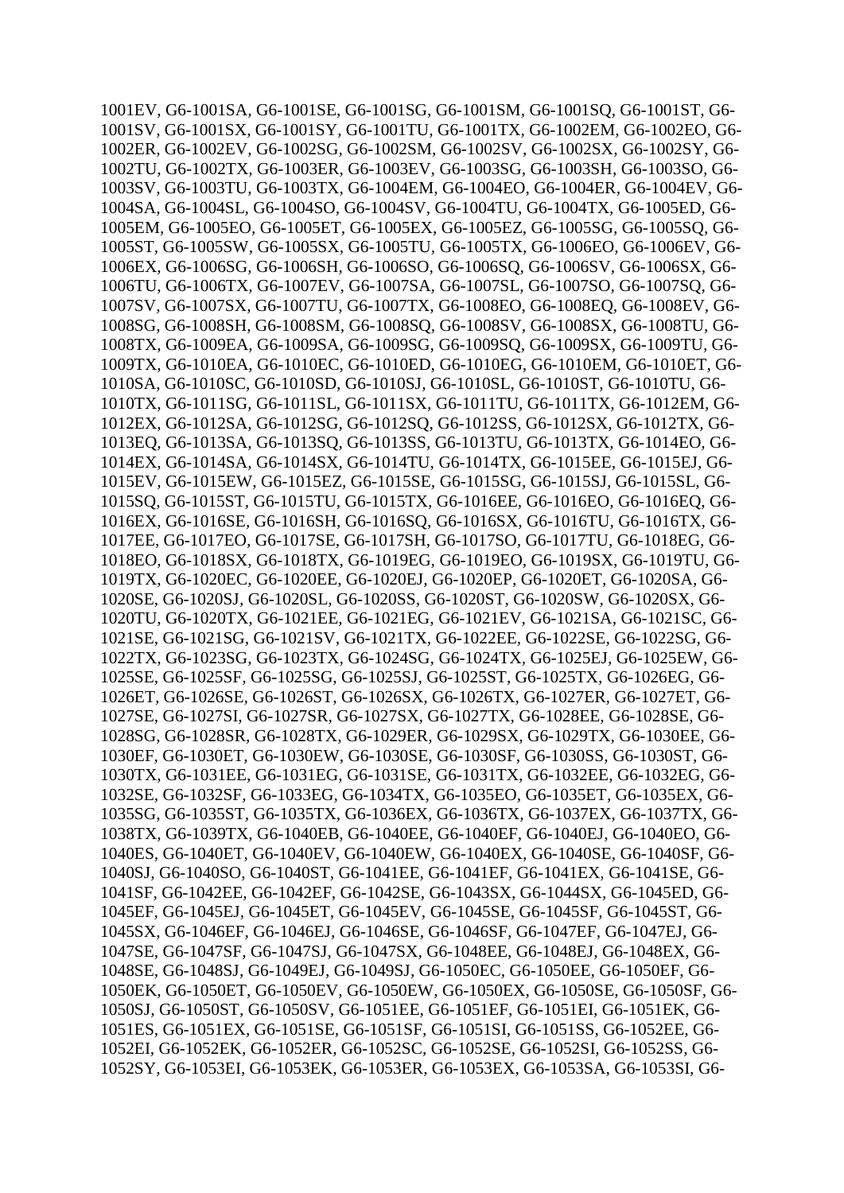1001EV, G6-1001SA, G6-1001SE, G6-1001SG, G6-1001SM, G6-1001SQ, G6-1001ST, G6-1001SV, G6-1001SX, G6-1001SY, G6-1001TU, G6-1001TX, G6-1002EM, G6-1002EO, G6-1002ER, G6-1002EV, G6-1002SG, G6-1002SM, G6-1002SV, G6-1002SX, G6-1002SY, G6-1002TU, G6-1002TX, G6-1003ER, G6-1003EV, G6-1003SG, G6-1003SH, G6-1003SO, G6-1003SV, G6-1003TU, G6-1003TX, G6-1004EM, G6-1004EO, G6-1004ER, G6-1004EV, G6-1004SA, G6-1004SL, G6-1004SO, G6-1004SV, G6-1004TU, G6-1004TX, G6-1005ED, G6-1005EM, G6-1005EO, G6-1005ET, G6-1005EX, G6-1005EZ, G6-1005SG, G6-1005SQ, G6-1005ST, G6-1005SW, G6-1005SX, G6-1005TU, G6-1005TX, G6-1006EO, G6-1006EV, G6-1006EX, G6-1006SG, G6-1006SH, G6-1006SO, G6-1006SQ, G6-1006SV, G6-1006SX, G6-1006TU, G6-1006TX, G6-1007EV, G6-1007SA, G6-1007SL, G6-1007SO, G6-1007SQ, G6-1007SV, G6-1007SX, G6-1007TU, G6-1007TX, G6-1008EO, G6-1008EQ, G6-1008EV, G6-1008SG, G6-1008SH, G6-1008SM, G6-1008SQ, G6-1008SV, G6-1008SX, G6-1008TU, G6-1008TX, G6-1009EA, G6-1009SA, G6-1009SG, G6-1009SQ, G6-1009SX, G6-1009TU, G6-1009TX, G6-1010EA, G6-1010EC, G6-1010ED, G6-1010EG, G6-1010EM, G6-1010ET, G6-1010SA, G6-1010SC, G6-1010SD, G6-1010SJ, G6-1010SL, G6-1010ST, G6-1010TU, G6-1010TX, G6-1011SG, G6-1011SL, G6-1011SX, G6-1011TU, G6-1011TX, G6-1012EM, G6-1012EX, G6-1012SA, G6-1012SG, G6-1012SQ, G6-1012SS, G6-1012SX, G6-1012TX, G6-1013EQ, G6-1013SA, G6-1013SQ, G6-1013SS, G6-1013TU, G6-1013TX, G6-1014EO, G6-1014EX, G6-1014SA, G6-1014SX, G6-1014TU, G6-1014TX, G6-1015EE, G6-1015EJ, G6-1015EV, G6-1015EW, G6-1015EZ, G6-1015SE, G6-1015SG, G6-1015SJ, G6-1015SL, G6-1015SQ, G6-1015ST, G6-1015TU, G6-1015TX, G6-1016EE, G6-1016EO, G6-1016EQ, G6-1016EX, G6-1016SE, G6-1016SH, G6-1016SQ, G6-1016SX, G6-1016TU, G6-1016TX, G6-1017EE, G6-1017EO, G6-1017SE, G6-1017SH, G6-1017SO, G6-1017TU, G6-1018EG, G6-1018EO, G6-1018SX, G6-1018TX, G6-1019EG, G6-1019EO, G6-1019SX, G6-1019TU, G6-1019TX, G6-1020EC, G6-1020EE, G6-1020EJ, G6-1020EP, G6-1020ET, G6-1020SA, G6-1020SE, G6-1020SJ, G6-1020SL, G6-1020SS, G6-1020ST, G6-1020SW, G6-1020SX, G6-1020TU, G6-1020TX, G6-1021EE, G6-1021EG, G6-1021EV, G6-1021SA, G6-1021SC, G6-1021SE, G6-1021SG, G6-1021SV, G6-1021TX, G6-1022EE, G6-1022SE, G6-1022SG, G6-1022TX, G6-1023SG, G6-1023TX, G6-1024SG, G6-1024TX, G6-1025EJ, G6-1025EW, G6-1025SE, G6-1025SF, G6-1025SG, G6-1025SJ, G6-1025ST, G6-1025TX, G6-1026EG, G6-1026ET, G6-1026SE, G6-1026ST, G6-1026SX, G6-1026TX, G6-1027ER, G6-1027ET, G6-1027SE, G6-1027SI, G6-1027SR, G6-1027SX, G6-1027TX, G6-1028EE, G6-1028SE, G6-1028SG, G6-1028SR, G6-1028TX, G6-1029ER, G6-1029SX, G6-1029TX, G6-1030EE, G6-1030EF, G6-1030ET, G6-1030EW, G6-1030SE, G6-1030SF, G6-1030SS, G6-1030ST, G6-1030TX, G6-1031EE, G6-1031EG, G6-1031SE, G6-1031TX, G6-1032EE, G6-1032EG, G6-1032SE, G6-1032SF, G6-1033EG, G6-1034TX, G6-1035EO, G6-1035ET, G6-1035EX, G6-1035SG, G6-1035ST, G6-1035TX, G6-1036EX, G6-1036TX, G6-1037EX, G6-1037TX, G6-1038TX, G6-1039TX, G6-1040EB, G6-1040EE, G6-1040EF, G6-1040EJ, G6-1040EO, G6-1040ES, G6-1040ET, G6-1040EV, G6-1040EW, G6-1040EX, G6-1040SE, G6-1040SF, G6-1040SJ, G6-1040SO, G6-1040ST, G6-1041EE, G6-1041EF, G6-1041EX, G6-1041SE, G6-1041SF, G6-1042EE, G6-1042EF, G6-1042SE, G6-1043SX, G6-1044SX, G6-1045ED, G6-1045EF, G6-1045EJ, G6-1045ET, G6-1045EV, G6-1045SE, G6-1045SF, G6-1045ST, G6-1045SX, G6-1046EF, G6-1046EJ, G6-1046SE, G6-1046SF, G6-1047EF, G6-1047EJ, G6-1047SE, G6-1047SF, G6-1047SJ, G6-1047SX, G6-1048EE, G6-1048EJ, G6-1048EX, G6-1048SE, G6-1048SJ, G6-1049EJ, G6-1049SJ, G6-1050EC, G6-1050EE, G6-1050EF, G6-1050EK, G6-1050ET, G6-1050EV, G6-1050EW, G6-1050EX, G6-1050SE, G6-1050SF, G6-1050SJ, G6-1050ST, G6-1050SV, G6-1051EE, G6-1051EF, G6-1051EI, G6-1051EK, G6-1051ES, G6-1051EX, G6-1051SE, G6-1051SF, G6-1051SI, G6-1051SS, G6-1052EE, G6-1052EI, G6-1052EK, G6-1052ER, G6-1052SC, G6-1052SE, G6-1052SI, G6-1052SS, G6-1052SY, G6-1053EI, G6-1053EK, G6-1053ER, G6-1053EX, G6-1053SA, G6-1053SI, G6-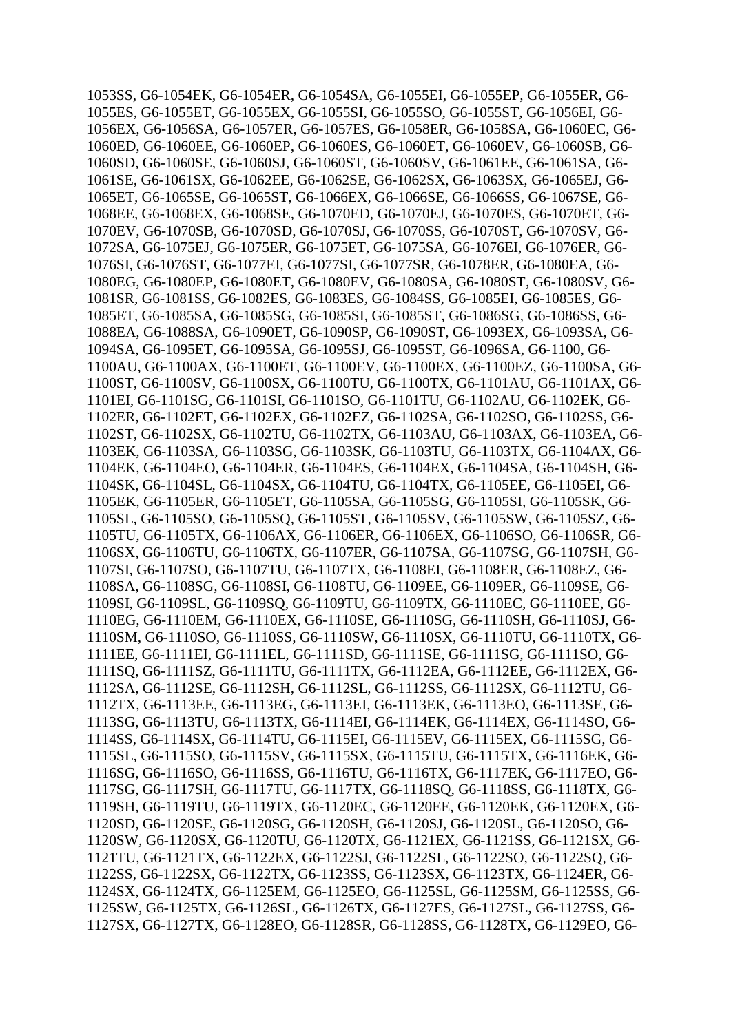1053SS, G6-1054EK, G6-1054ER, G6-1054SA, G6-1055EI, G6-1055EP, G6-1055ER, G6-1055ES, G6-1055ET, G6-1055EX, G6-1055SI, G6-1055SO, G6-1055ST, G6-1056EI, G6-1056EX, G6-1056SA, G6-1057ER, G6-1057ES, G6-1058ER, G6-1058SA, G6-1060EC, G6-1060ED, G6-1060EE, G6-1060EP, G6-1060ES, G6-1060ET, G6-1060EV, G6-1060SB, G6-1060SD, G6-1060SE, G6-1060SJ, G6-1060ST, G6-1060SV, G6-1061EE, G6-1061SA, G6-1061SE, G6-1061SX, G6-1062EE, G6-1062SE, G6-1062SX, G6-1063SX, G6-1065EJ, G6-1065ET, G6-1065SE, G6-1065ST, G6-1066EX, G6-1066SE, G6-1066SS, G6-1067SE, G6-1068EE, G6-1068EX, G6-1068SE, G6-1070ED, G6-1070EJ, G6-1070ES, G6-1070ET, G6-1070EV, G6-1070SB, G6-1070SD, G6-1070SJ, G6-1070SS, G6-1070ST, G6-1070SV, G6-1072SA, G6-1075EJ, G6-1075ER, G6-1075ET, G6-1075SA, G6-1076EI, G6-1076ER, G6-1076SI, G6-1076ST, G6-1077EI, G6-1077SI, G6-1077SR, G6-1078ER, G6-1080EA, G6-1080EG, G6-1080EP, G6-1080ET, G6-1080EV, G6-1080SA, G6-1080ST, G6-1080SV, G6-1081SR, G6-1081SS, G6-1082ES, G6-1083ES, G6-1084SS, G6-1085EI, G6-1085ES, G6-1085ET, G6-1085SA, G6-1085SG, G6-1085SI, G6-1085ST, G6-1086SG, G6-1086SS, G6-1088EA, G6-1088SA, G6-1090ET, G6-1090SP, G6-1090ST, G6-1093EX, G6-1093SA, G6-1094SA, G6-1095ET, G6-1095SA, G6-1095SJ, G6-1095ST, G6-1096SA, G6-1100, G6-1100AU, G6-1100AX, G6-1100ET, G6-1100EV, G6-1100EX, G6-1100EZ, G6-1100SA, G6-1100ST, G6-1100SV, G6-1100SX, G6-1100TU, G6-1100TX, G6-1101AU, G6-1101AX, G6-1101EI, G6-1101SG, G6-1101SI, G6-1101SO, G6-1101TU, G6-1102AU, G6-1102EK, G6-1102ER, G6-1102ET, G6-1102EX, G6-1102EZ, G6-1102SA, G6-1102SO, G6-1102SS, G6-1102ST, G6-1102SX, G6-1102TU, G6-1102TX, G6-1103AU, G6-1103AX, G6-1103EA, G6-1103EK, G6-1103SA, G6-1103SG, G6-1103SK, G6-1103TU, G6-1103TX, G6-1104AX, G6-1104EK, G6-1104EO, G6-1104ER, G6-1104ES, G6-1104EX, G6-1104SA, G6-1104SH, G6-1104SK, G6-1104SL, G6-1104SX, G6-1104TU, G6-1104TX, G6-1105EE, G6-1105EI, G6-1105EK, G6-1105ER, G6-1105ET, G6-1105SA, G6-1105SG, G6-1105SI, G6-1105SK, G6-1105SL, G6-1105SO, G6-1105SQ, G6-1105ST, G6-1105SV, G6-1105SW, G6-1105SZ, G6-1105TU, G6-1105TX, G6-1106AX, G6-1106ER, G6-1106EX, G6-1106SO, G6-1106SR, G6-1106SX, G6-1106TU, G6-1106TX, G6-1107ER, G6-1107SA, G6-1107SG, G6-1107SH, G6-1107SI, G6-1107SO, G6-1107TU, G6-1107TX, G6-1108EI, G6-1108ER, G6-1108EZ, G6-1108SA, G6-1108SG, G6-1108SI, G6-1108TU, G6-1109EE, G6-1109ER, G6-1109SE, G6-1109SI, G6-1109SL, G6-1109SQ, G6-1109TU, G6-1109TX, G6-1110EC, G6-1110EE, G6-1110EG, G6-1110EM, G6-1110EX, G6-1110SE, G6-1110SG, G6-1110SH, G6-1110SJ, G6-1110SM, G6-1110SO, G6-1110SS, G6-1110SW, G6-1110SX, G6-1110TU, G6-1110TX, G6-1111EE, G6-1111EI, G6-1111EL, G6-1111SD, G6-1111SE, G6-1111SG, G6-1111SO, G6-1111SQ, G6-1111SZ, G6-1111TU, G6-1111TX, G6-1112EA, G6-1112EE, G6-1112EX, G6-1112SA, G6-1112SE, G6-1112SH, G6-1112SL, G6-1112SS, G6-1112SX, G6-1112TU, G6-1112TX, G6-1113EE, G6-1113EG, G6-1113EI, G6-1113EK, G6-1113EO, G6-1113SE, G6-1113SG, G6-1113TU, G6-1113TX, G6-1114EI, G6-1114EK, G6-1114EX, G6-1114SO, G6-1114SS, G6-1114SX, G6-1114TU, G6-1115EI, G6-1115EV, G6-1115EX, G6-1115SG, G6-1115SL, G6-1115SO, G6-1115SV, G6-1115SX, G6-1115TU, G6-1115TX, G6-1116EK, G6-1116SG, G6-1116SO, G6-1116SS, G6-1116TU, G6-1116TX, G6-1117EK, G6-1117EO, G6-1117SG, G6-1117SH, G6-1117TU, G6-1117TX, G6-1118SQ, G6-1118SS, G6-1118TX, G6-1119SH, G6-1119TU, G6-1119TX, G6-1120EC, G6-1120EE, G6-1120EK, G6-1120EX, G6-1120SD, G6-1120SE, G6-1120SG, G6-1120SH, G6-1120SJ, G6-1120SL, G6-1120SO, G6-1120SW, G6-1120SX, G6-1120TU, G6-1120TX, G6-1121EX, G6-1121SS, G6-1121SX, G6-1121TU, G6-1121TX, G6-1122EX, G6-1122SJ, G6-1122SL, G6-1122SO, G6-1122SQ, G6-1122SS, G6-1122SX, G6-1122TX, G6-1123SS, G6-1123SX, G6-1123TX, G6-1124ER, G6-1124SX, G6-1124TX, G6-1125EM, G6-1125EO, G6-1125SL, G6-1125SM, G6-1125SS, G6-1125SW, G6-1125TX, G6-1126SL, G6-1126TX, G6-1127ES, G6-1127SL, G6-1127SS, G6-1127SX, G6-1127TX, G6-1128EO, G6-1128SR, G6-1128SS, G6-1128TX, G6-1129EO, G6-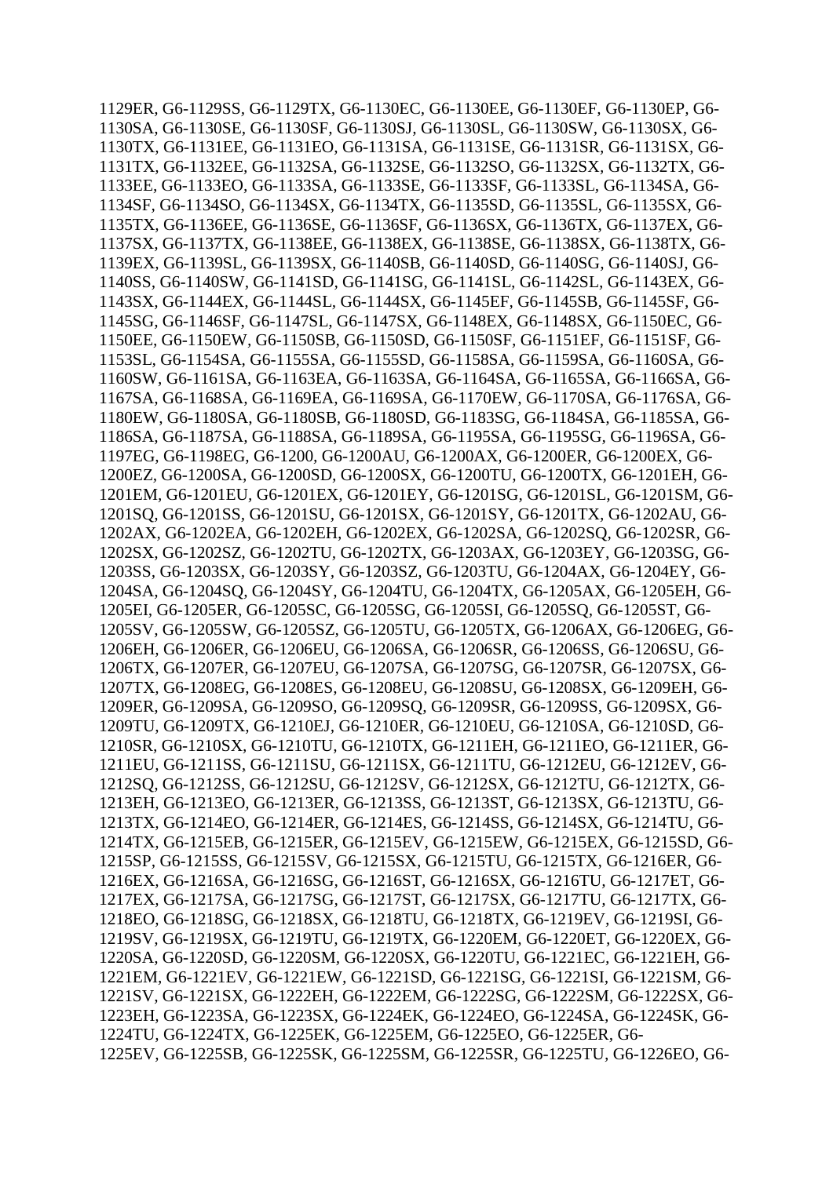1129ER, G6-1129SS, G6-1129TX, G6-1130EC, G6-1130EE, G6-1130EF, G6-1130EP, G6-1130SA, G6-1130SE, G6-1130SF, G6-1130SJ, G6-1130SL, G6-1130SW, G6-1130SX, G6-1130TX, G6-1131EE, G6-1131EO, G6-1131SA, G6-1131SE, G6-1131SR, G6-1131SX, G6-1131TX, G6-1132EE, G6-1132SA, G6-1132SE, G6-1132SO, G6-1132SX, G6-1132TX, G6-1133EE, G6-1133EO, G6-1133SA, G6-1133SE, G6-1133SF, G6-1133SL, G6-1134SA, G6-1134SF, G6-1134SO, G6-1134SX, G6-1134TX, G6-1135SD, G6-1135SL, G6-1135SX, G6-1135TX, G6-1136EE, G6-1136SE, G6-1136SF, G6-1136SX, G6-1136TX, G6-1137EX, G6-1137SX, G6-1137TX, G6-1138EE, G6-1138EX, G6-1138SE, G6-1138SX, G6-1138TX, G6-1139EX, G6-1139SL, G6-1139SX, G6-1140SB, G6-1140SD, G6-1140SG, G6-1140SJ, G6-1140SS, G6-1140SW, G6-1141SD, G6-1141SG, G6-1141SL, G6-1142SL, G6-1143EX, G6-1143SX, G6-1144EX, G6-1144SL, G6-1144SX, G6-1145EF, G6-1145SB, G6-1145SF, G6-1145SG, G6-1146SF, G6-1147SL, G6-1147SX, G6-1148EX, G6-1148SX, G6-1150EC, G6-1150EE, G6-1150EW, G6-1150SB, G6-1150SD, G6-1150SF, G6-1151EF, G6-1151SF, G6-1153SL, G6-1154SA, G6-1155SA, G6-1155SD, G6-1158SA, G6-1159SA, G6-1160SA, G6-1160SW, G6-1161SA, G6-1163EA, G6-1163SA, G6-1164SA, G6-1165SA, G6-1166SA, G6-1167SA, G6-1168SA, G6-1169EA, G6-1169SA, G6-1170EW, G6-1170SA, G6-1176SA, G6-1180EW, G6-1180SA, G6-1180SB, G6-1180SD, G6-1183SG, G6-1184SA, G6-1185SA, G6-1186SA, G6-1187SA, G6-1188SA, G6-1189SA, G6-1195SA, G6-1195SG, G6-1196SA, G6-1197EG, G6-1198EG, G6-1200, G6-1200AU, G6-1200AX, G6-1200ER, G6-1200EX, G6-1200EZ, G6-1200SA, G6-1200SD, G6-1200SX, G6-1200TU, G6-1200TX, G6-1201EH, G6-1201EM, G6-1201EU, G6-1201EX, G6-1201EY, G6-1201SG, G6-1201SL, G6-1201SM, G6-1201SQ, G6-1201SS, G6-1201SU, G6-1201SX, G6-1201SY, G6-1201TX, G6-1202AU, G6-1202AX, G6-1202EA, G6-1202EH, G6-1202EX, G6-1202SA, G6-1202SQ, G6-1202SR, G6-1202SX, G6-1202SZ, G6-1202TU, G6-1202TX, G6-1203AX, G6-1203EY, G6-1203SG, G6-1203SS, G6-1203SX, G6-1203SY, G6-1203SZ, G6-1203TU, G6-1204AX, G6-1204EY, G6-1204SA, G6-1204SQ, G6-1204SY, G6-1204TU, G6-1204TX, G6-1205AX, G6-1205EH, G6-1205EI, G6-1205ER, G6-1205SC, G6-1205SG, G6-1205SI, G6-1205SQ, G6-1205ST, G6-1205SV, G6-1205SW, G6-1205SZ, G6-1205TU, G6-1205TX, G6-1206AX, G6-1206EG, G6-1206EH, G6-1206ER, G6-1206EU, G6-1206SA, G6-1206SR, G6-1206SS, G6-1206SU, G6-1206TX, G6-1207ER, G6-1207EU, G6-1207SA, G6-1207SG, G6-1207SR, G6-1207SX, G6-1207TX, G6-1208EG, G6-1208ES, G6-1208EU, G6-1208SU, G6-1208SX, G6-1209EH, G6-1209ER, G6-1209SA, G6-1209SO, G6-1209SQ, G6-1209SR, G6-1209SS, G6-1209SX, G6-1209TU, G6-1209TX, G6-1210EJ, G6-1210ER, G6-1210EU, G6-1210SA, G6-1210SD, G6-1210SR, G6-1210SX, G6-1210TU, G6-1210TX, G6-1211EH, G6-1211EO, G6-1211ER, G6-1211EU, G6-1211SS, G6-1211SU, G6-1211SX, G6-1211TU, G6-1212EU, G6-1212EV, G6-1212SQ, G6-1212SS, G6-1212SU, G6-1212SV, G6-1212SX, G6-1212TU, G6-1212TX, G6-1213EH, G6-1213EO, G6-1213ER, G6-1213SS, G6-1213ST, G6-1213SX, G6-1213TU, G6-1213TX, G6-1214EO, G6-1214ER, G6-1214ES, G6-1214SS, G6-1214SX, G6-1214TU, G6-1214TX, G6-1215EB, G6-1215ER, G6-1215EV, G6-1215EW, G6-1215EX, G6-1215SD, G6-1215SP, G6-1215SS, G6-1215SV, G6-1215SX, G6-1215TU, G6-1215TX, G6-1216ER, G6-1216EX, G6-1216SA, G6-1216SG, G6-1216ST, G6-1216SX, G6-1216TU, G6-1217ET, G6-1217EX, G6-1217SA, G6-1217SG, G6-1217ST, G6-1217SX, G6-1217TU, G6-1217TX, G6-1218EO, G6-1218SG, G6-1218SX, G6-1218TU, G6-1218TX, G6-1219EV, G6-1219SI, G6-1219SV, G6-1219SX, G6-1219TU, G6-1219TX, G6-1220EM, G6-1220ET, G6-1220EX, G6-1220SA, G6-1220SD, G6-1220SM, G6-1220SX, G6-1220TU, G6-1221EC, G6-1221EH, G6-1221EM, G6-1221EV, G6-1221EW, G6-1221SD, G6-1221SG, G6-1221SI, G6-1221SM, G6-1221SV, G6-1221SX, G6-1222EH, G6-1222EM, G6-1222SG, G6-1222SM, G6-1222SX, G6-1223EH, G6-1223SA, G6-1223SX, G6-1224EK, G6-1224EO, G6-1224SA, G6-1224SK, G6-1224TU, G6-1224TX, G6-1225EK, G6-1225EM, G6-1225EO, G6-1225ER, G6-1225EV, G6-1225SB, G6-1225SK, G6-1225SM, G6-1225SR, G6-1225TU, G6-1226EO, G6-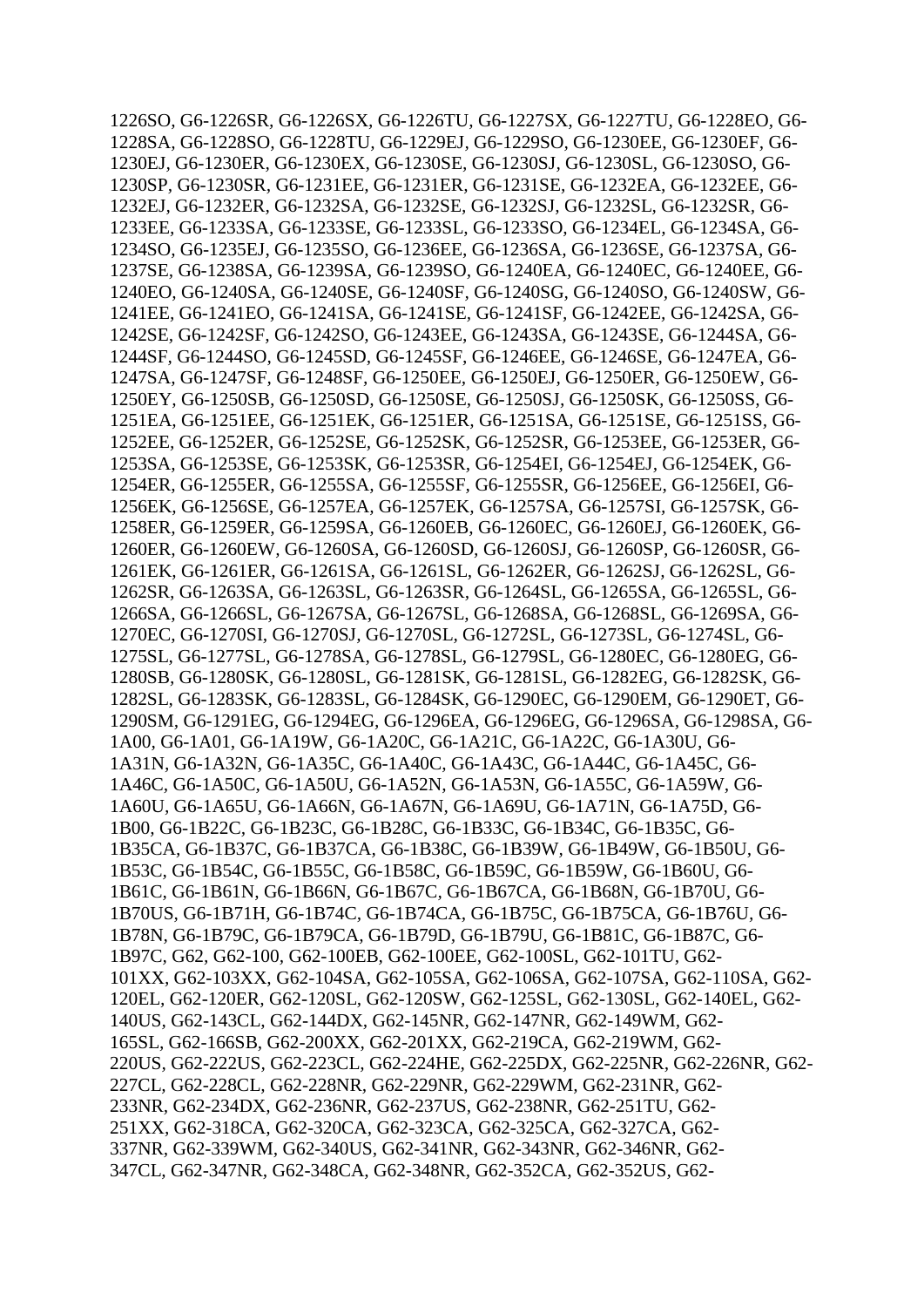1226SO, G6-1226SR, G6-1226SX, G6-1226TU, G6-1227SX, G6-1227TU, G6-1228EO, G6-1228SA, G6-1228SO, G6-1228TU, G6-1229EJ, G6-1229SO, G6-1230EE, G6-1230EF, G6-1230EJ, G6-1230ER, G6-1230EX, G6-1230SE, G6-1230SJ, G6-1230SL, G6-1230SO, G6-1230SP, G6-1230SR, G6-1231EE, G6-1231ER, G6-1231SE, G6-1232EA, G6-1232EE, G6-1232EJ, G6-1232ER, G6-1232SA, G6-1232SE, G6-1232SJ, G6-1232SL, G6-1232SR, G6-1233EE, G6-1233SA, G6-1233SE, G6-1233SL, G6-1233SO, G6-1234EL, G6-1234SA, G6-1234SO, G6-1235EJ, G6-1235SO, G6-1236EE, G6-1236SA, G6-1236SE, G6-1237SA, G6-1237SE, G6-1238SA, G6-1239SA, G6-1239SO, G6-1240EA, G6-1240EC, G6-1240EE, G6-1240EO, G6-1240SA, G6-1240SE, G6-1240SF, G6-1240SG, G6-1240SO, G6-1240SW, G6-1241EE, G6-1241EO, G6-1241SA, G6-1241SE, G6-1241SF, G6-1242EE, G6-1242SA, G6-1242SE, G6-1242SF, G6-1242SO, G6-1243EE, G6-1243SA, G6-1243SE, G6-1244SA, G6-1244SF, G6-1244SO, G6-1245SD, G6-1245SF, G6-1246EE, G6-1246SE, G6-1247EA, G6-1247SA, G6-1247SF, G6-1248SF, G6-1250EE, G6-1250EJ, G6-1250ER, G6-1250EW, G6-1250EY, G6-1250SB, G6-1250SD, G6-1250SE, G6-1250SJ, G6-1250SK, G6-1250SS, G6-1251EA, G6-1251EE, G6-1251EK, G6-1251ER, G6-1251SA, G6-1251SE, G6-1251SS, G6-1252EE, G6-1252ER, G6-1252SE, G6-1252SK, G6-1252SR, G6-1253EE, G6-1253ER, G6-1253SA, G6-1253SE, G6-1253SK, G6-1253SR, G6-1254EI, G6-1254EJ, G6-1254EK, G6-1254ER, G6-1255ER, G6-1255SA, G6-1255SF, G6-1255SR, G6-1256EE, G6-1256EI, G6-1256EK, G6-1256SE, G6-1257EA, G6-1257EK, G6-1257SA, G6-1257SI, G6-1257SK, G6-1258ER, G6-1259ER, G6-1259SA, G6-1260EB, G6-1260EC, G6-1260EJ, G6-1260EK, G6-1260ER, G6-1260EW, G6-1260SA, G6-1260SD, G6-1260SJ, G6-1260SP, G6-1260SR, G6-1261EK, G6-1261ER, G6-1261SA, G6-1261SL, G6-1262ER, G6-1262SJ, G6-1262SL, G6-1262SR, G6-1263SA, G6-1263SL, G6-1263SR, G6-1264SL, G6-1265SA, G6-1265SL, G6-1266SA, G6-1266SL, G6-1267SA, G6-1267SL, G6-1268SA, G6-1268SL, G6-1269SA, G6-1270EC, G6-1270SI, G6-1270SJ, G6-1270SL, G6-1272SL, G6-1273SL, G6-1274SL, G6-1275SL, G6-1277SL, G6-1278SA, G6-1278SL, G6-1279SL, G6-1280EC, G6-1280EG, G6-1280SB, G6-1280SK, G6-1280SL, G6-1281SK, G6-1281SL, G6-1282EG, G6-1282SK, G6-1282SL, G6-1283SK, G6-1283SL, G6-1284SK, G6-1290EC, G6-1290EM, G6-1290ET, G6-1290SM, G6-1291EG, G6-1294EG, G6-1296EA, G6-1296EG, G6-1296SA, G6-1298SA, G6-1A00, G6-1A01, G6-1A19W, G6-1A20C, G6-1A21C, G6-1A22C, G6-1A30U, G6-1A31N, G6-1A32N, G6-1A35C, G6-1A40C, G6-1A43C, G6-1A44C, G6-1A45C, G6-1A46C, G6-1A50C, G6-1A50U, G6-1A52N, G6-1A53N, G6-1A55C, G6-1A59W, G6-1A60U, G6-1A65U, G6-1A66N, G6-1A67N, G6-1A69U, G6-1A71N, G6-1A75D, G6-1B00, G6-1B22C, G6-1B23C, G6-1B28C, G6-1B33C, G6-1B34C, G6-1B35C, G6-1B35CA, G6-1B37C, G6-1B37CA, G6-1B38C, G6-1B39W, G6-1B49W, G6-1B50U, G6-1B53C, G6-1B54C, G6-1B55C, G6-1B58C, G6-1B59C, G6-1B59W, G6-1B60U, G6-1B61C, G6-1B61N, G6-1B66N, G6-1B67C, G6-1B67CA, G6-1B68N, G6-1B70U, G6-1B70US, G6-1B71H, G6-1B74C, G6-1B74CA, G6-1B75C, G6-1B75CA, G6-1B76U, G6-1B78N, G6-1B79C, G6-1B79CA, G6-1B79D, G6-1B79U, G6-1B81C, G6-1B87C, G6-1B97C, G62, G62-100, G62-100EB, G62-100EE, G62-100SL, G62-101TU, G62-101XX, G62-103XX, G62-104SA, G62-105SA, G62-106SA, G62-107SA, G62-110SA, G62-120EL, G62-120ER, G62-120SL, G62-120SW, G62-125SL, G62-130SL, G62-140EL, G62-140US, G62-143CL, G62-144DX, G62-145NR, G62-147NR, G62-149WM, G62-165SL, G62-166SB, G62-200XX, G62-201XX, G62-219CA, G62-219WM, G62-220US, G62-222US, G62-223CL, G62-224HE, G62-225DX, G62-225NR, G62-226NR, G62-227CL, G62-228CL, G62-228NR, G62-229NR, G62-229WM, G62-231NR, G62-233NR, G62-234DX, G62-236NR, G62-237US, G62-238NR, G62-251TU, G62-251XX, G62-318CA, G62-320CA, G62-323CA, G62-325CA, G62-327CA, G62-337NR, G62-339WM, G62-340US, G62-341NR, G62-343NR, G62-346NR, G62-347CL, G62-347NR, G62-348CA, G62-348NR, G62-352CA, G62-352US, G62-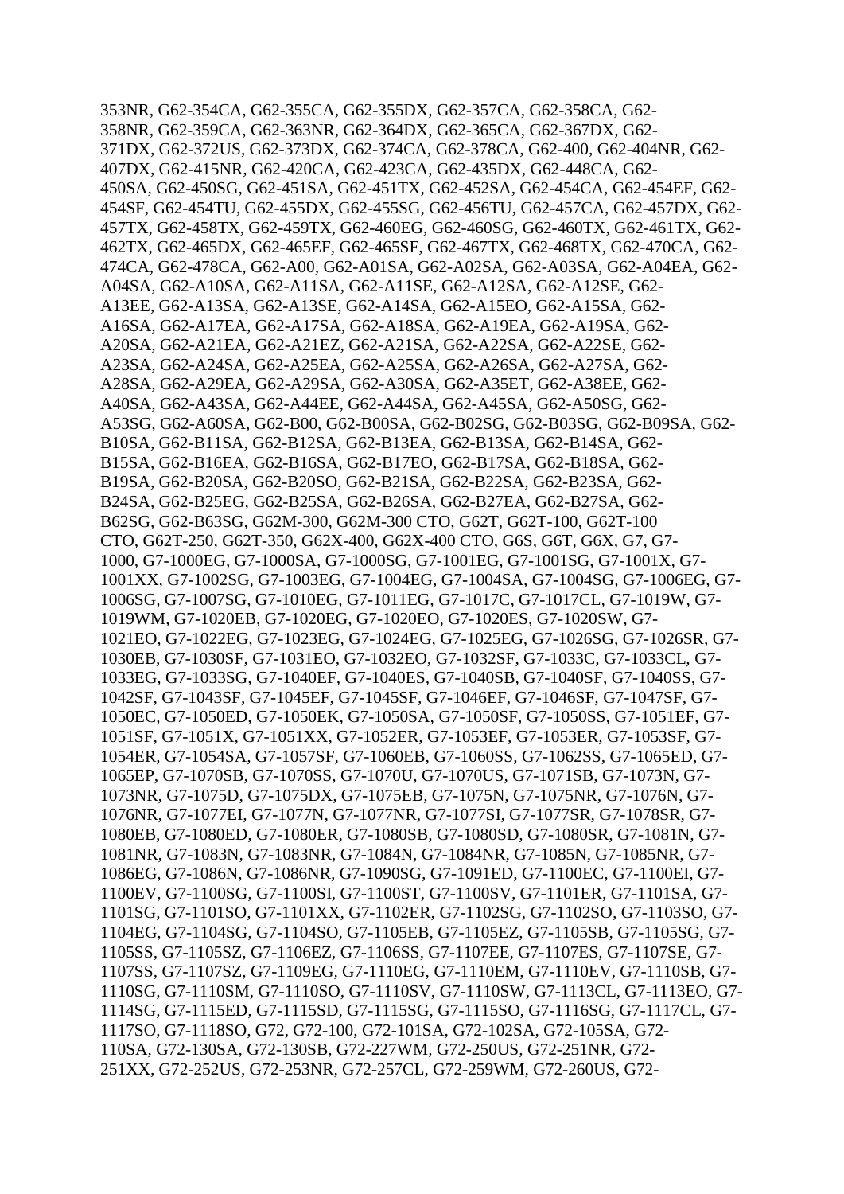353NR, G62-354CA, G62-355CA, G62-355DX, G62-357CA, G62-358CA, G62-358NR, G62-359CA, G62-363NR, G62-364DX, G62-365CA, G62-367DX, G62-371DX, G62-372US, G62-373DX, G62-374CA, G62-378CA, G62-400, G62-404NR, G62-407DX, G62-415NR, G62-420CA, G62-423CA, G62-435DX, G62-448CA, G62-450SA, G62-450SG, G62-451SA, G62-451TX, G62-452SA, G62-454CA, G62-454EF, G62-454SF, G62-454TU, G62-455DX, G62-455SG, G62-456TU, G62-457CA, G62-457DX, G62-457TX, G62-458TX, G62-459TX, G62-460EG, G62-460SG, G62-460TX, G62-461TX, G62-462TX, G62-465DX, G62-465EF, G62-465SF, G62-467TX, G62-468TX, G62-470CA, G62-474CA, G62-478CA, G62-A00, G62-A01SA, G62-A02SA, G62-A03SA, G62-A04EA, G62-A04SA, G62-A10SA, G62-A11SA, G62-A11SE, G62-A12SA, G62-A12SE, G62-A13EE, G62-A13SA, G62-A13SE, G62-A14SA, G62-A15EO, G62-A15SA, G62-A16SA, G62-A17EA, G62-A17SA, G62-A18SA, G62-A19EA, G62-A19SA, G62-A20SA, G62-A21EA, G62-A21EZ, G62-A21SA, G62-A22SA, G62-A22SE, G62-A23SA, G62-A24SA, G62-A25EA, G62-A25SA, G62-A26SA, G62-A27SA, G62-A28SA, G62-A29EA, G62-A29SA, G62-A30SA, G62-A35ET, G62-A38EE, G62-A40SA, G62-A43SA, G62-A44EE, G62-A44SA, G62-A45SA, G62-A50SG, G62-A53SG, G62-A60SA, G62-B00, G62-B00SA, G62-B02SG, G62-B03SG, G62-B09SA, G62-B10SA, G62-B11SA, G62-B12SA, G62-B13EA, G62-B13SA, G62-B14SA, G62-B15SA, G62-B16EA, G62-B16SA, G62-B17EO, G62-B17SA, G62-B18SA, G62-B19SA, G62-B20SA, G62-B20SO, G62-B21SA, G62-B22SA, G62-B23SA, G62-B24SA, G62-B25EG, G62-B25SA, G62-B26SA, G62-B27EA, G62-B27SA, G62-B62SG, G62-B63SG, G62M-300, G62M-300 CTO, G62T, G62T-100, G62T-100 CTO, G62T-250, G62T-350, G62X-400, G62X-400 CTO, G6S, G6T, G6X, G7, G7-1000, G7-1000EG, G7-1000SA, G7-1000SG, G7-1001EG, G7-1001SG, G7-1001X, G7-1001XX, G7-1002SG, G7-1003EG, G7-1004EG, G7-1004SA, G7-1004SG, G7-1006EG, G7-1006SG, G7-1007SG, G7-1010EG, G7-1011EG, G7-1017C, G7-1017CL, G7-1019W, G7-1019WM, G7-1020EB, G7-1020EG, G7-1020EO, G7-1020ES, G7-1020SW, G7-1021EO, G7-1022EG, G7-1023EG, G7-1024EG, G7-1025EG, G7-1026SG, G7-1026SR, G7-1030EB, G7-1030SF, G7-1031EO, G7-1032EO, G7-1032SF, G7-1033C, G7-1033CL, G7-1033EG, G7-1033SG, G7-1040EF, G7-1040ES, G7-1040SB, G7-1040SF, G7-1040SS, G7-1042SF, G7-1043SF, G7-1045EF, G7-1045SF, G7-1046EF, G7-1046SF, G7-1047SF, G7-1050EC, G7-1050ED, G7-1050EK, G7-1050SA, G7-1050SF, G7-1050SS, G7-1051EF, G7-1051SF, G7-1051X, G7-1051XX, G7-1052ER, G7-1053EF, G7-1053ER, G7-1053SF, G7-1054ER, G7-1054SA, G7-1057SF, G7-1060EB, G7-1060SS, G7-1062SS, G7-1065ED, G7-1065EP, G7-1070SB, G7-1070SS, G7-1070U, G7-1070US, G7-1071SB, G7-1073N, G7-1073NR, G7-1075D, G7-1075DX, G7-1075EB, G7-1075N, G7-1075NR, G7-1076N, G7-1076NR, G7-1077EI, G7-1077N, G7-1077NR, G7-1077SI, G7-1077SR, G7-1078SR, G7-1080EB, G7-1080ED, G7-1080ER, G7-1080SB, G7-1080SD, G7-1080SR, G7-1081N, G7-1081NR, G7-1083N, G7-1083NR, G7-1084N, G7-1084NR, G7-1085N, G7-1085NR, G7-1086EG, G7-1086N, G7-1086NR, G7-1090SG, G7-1091ED, G7-1100EC, G7-1100EI, G7-1100EV, G7-1100SG, G7-1100SI, G7-1100ST, G7-1100SV, G7-1101ER, G7-1101SA, G7-1101SG, G7-1101SO, G7-1101XX, G7-1102ER, G7-1102SG, G7-1102SO, G7-1103SO, G7-1104EG, G7-1104SG, G7-1104SO, G7-1105EB, G7-1105EZ, G7-1105SB, G7-1105SG, G7-1105SS, G7-1105SZ, G7-1106EZ, G7-1106SS, G7-1107EE, G7-1107ES, G7-1107SE, G7-1107SS, G7-1107SZ, G7-1109EG, G7-1110EG, G7-1110EM, G7-1110EV, G7-1110SB, G7-1110SG, G7-1110SM, G7-1110SO, G7-1110SV, G7-1110SW, G7-1113CL, G7-1113EO, G7-1114SG, G7-1115ED, G7-1115SD, G7-1115SG, G7-1115SO, G7-1116SG, G7-1117CL, G7-1117SO, G7-1118SO, G72, G72-100, G72-101SA, G72-102SA, G72-105SA, G72-110SA, G72-130SA, G72-130SB, G72-227WM, G72-250US, G72-251NR, G72-251XX, G72-252US, G72-253NR, G72-257CL, G72-259WM, G72-260US, G72-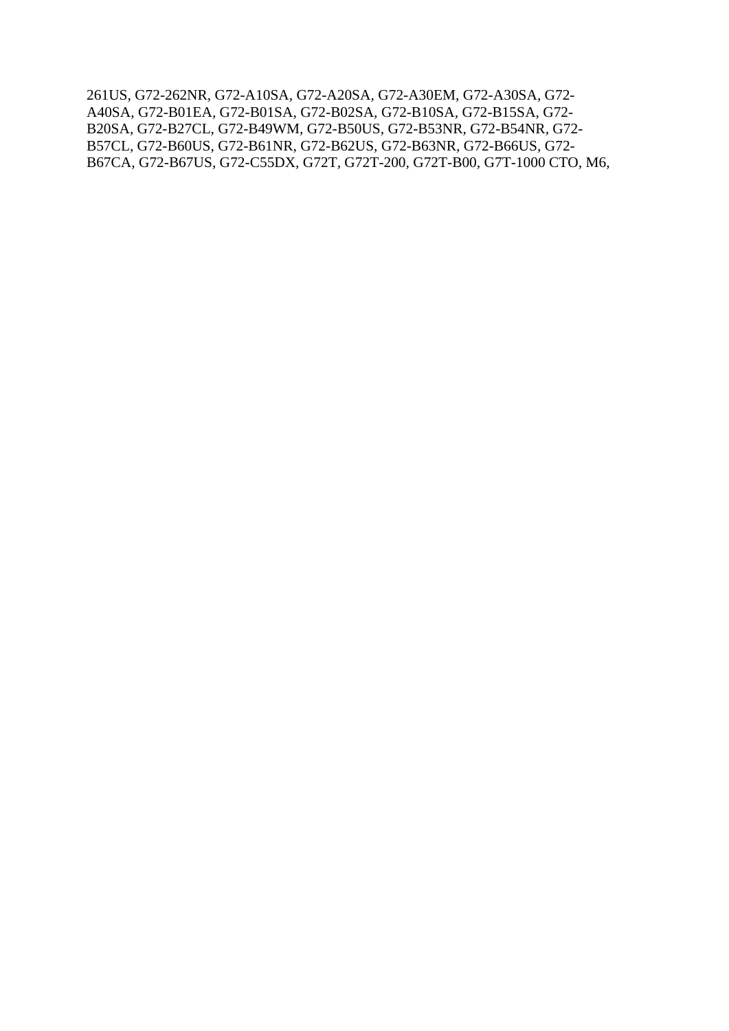261US, G72-262NR, G72-A10SA, G72-A20SA, G72-A30EM, G72-A30SA, G72-A40SA, G72-B01EA, G72-B01SA, G72-B02SA, G72-B10SA, G72-B15SA, G72-B20SA, G72-B27CL, G72-B49WM, G72-B50US, G72-B53NR, G72-B54NR, G72-B57CL, G72-B60US, G72-B61NR, G72-B62US, G72-B63NR, G72-B66US, G72-B67CA, G72-B67US, G72-C55DX, G72T, G72T-200, G72T-B00, G7T-1000 CTO, M6,